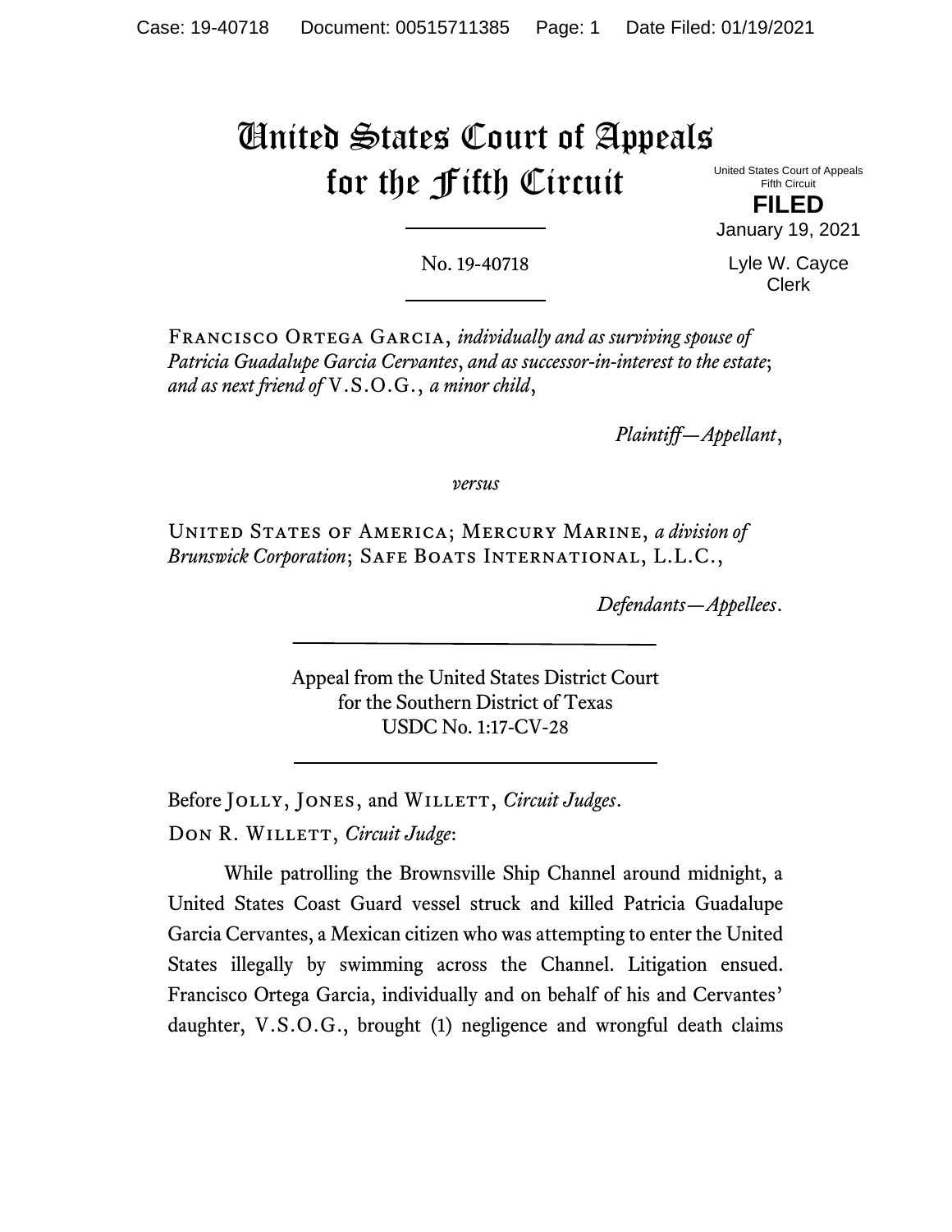# United States Court of Appeals for the Fifth Circuit

United States Court of Appeals
Fifth Circuit

**FILED**

January 19, 2021

Lyle W. Cayce
Clerk

No. 19-40718

Francisco Ortega Garcia, *individually and as surviving spouse of Patricia Guadalupe Garcia Cervantes*, *and as successor-in-interest to the estate*; *and as next friend of* V.S.O.G., *a minor child*,

*Plaintiff—Appellant*,

*versus*

United States of America; Mercury Marine, *a division of Brunswick Corporation*; Safe Boats International, L.L.C.,

*Defendants—Appellees*.

Appeal from the United States District Court
for the Southern District of Texas
USDC No. 1:17-CV-28

Before Jolly, Jones, and Willett, *Circuit Judges*.

Don R. Willett, *Circuit Judge*:

While patrolling the Brownsville Ship Channel around midnight, a United States Coast Guard vessel struck and killed Patricia Guadalupe Garcia Cervantes, a Mexican citizen who was attempting to enter the United States illegally by swimming across the Channel. Litigation ensued. Francisco Ortega Garcia, individually and on behalf of his and Cervantes' daughter, V.S.O.G., brought (1) negligence and wrongful death claims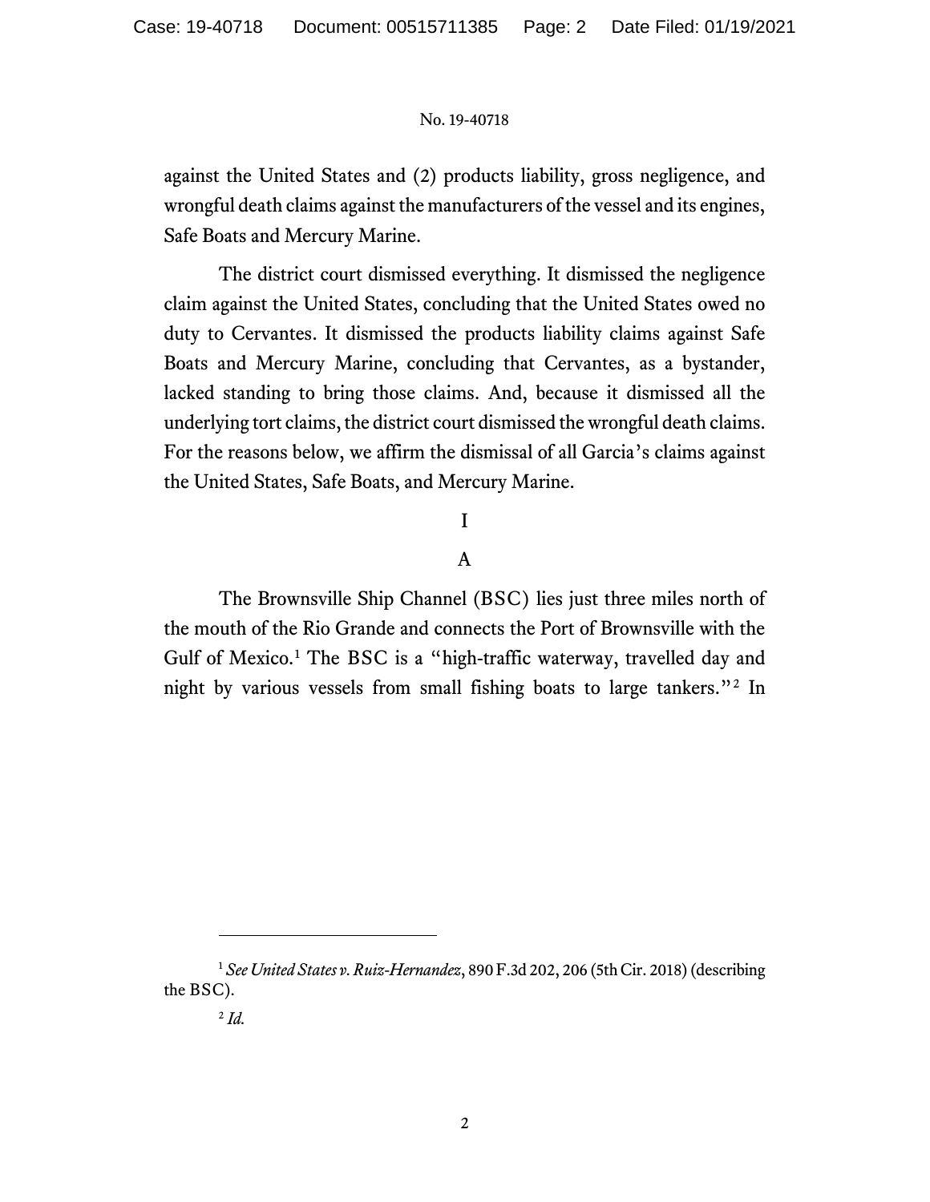against the United States and (2) products liability, gross negligence, and wrongful death claims against the manufacturers of the vessel and its engines, Safe Boats and Mercury Marine.

The district court dismissed everything. It dismissed the negligence claim against the United States, concluding that the United States owed no duty to Cervantes. It dismissed the products liability claims against Safe Boats and Mercury Marine, concluding that Cervantes, as a bystander, lacked standing to bring those claims. And, because it dismissed all the underlying tort claims, the district court dismissed the wrongful death claims. For the reasons below, we affirm the dismissal of all Garcia's claims against the United States, Safe Boats, and Mercury Marine.

# I

## A

The Brownsville Ship Channel (BSC) lies just three miles north of the mouth of the Rio Grande and connects the Port of Brownsville with the Gulf of Mexico.[1] The BSC is a "high-traffic waterway, travelled day and night by various vessels from small fishing boats to large tankers."[2] In

---

[1] *See United States v. Ruiz-Hernandez*, 890 F.3d 202, 206 (5th Cir. 2018) (describing the BSC).

[2] *Id.*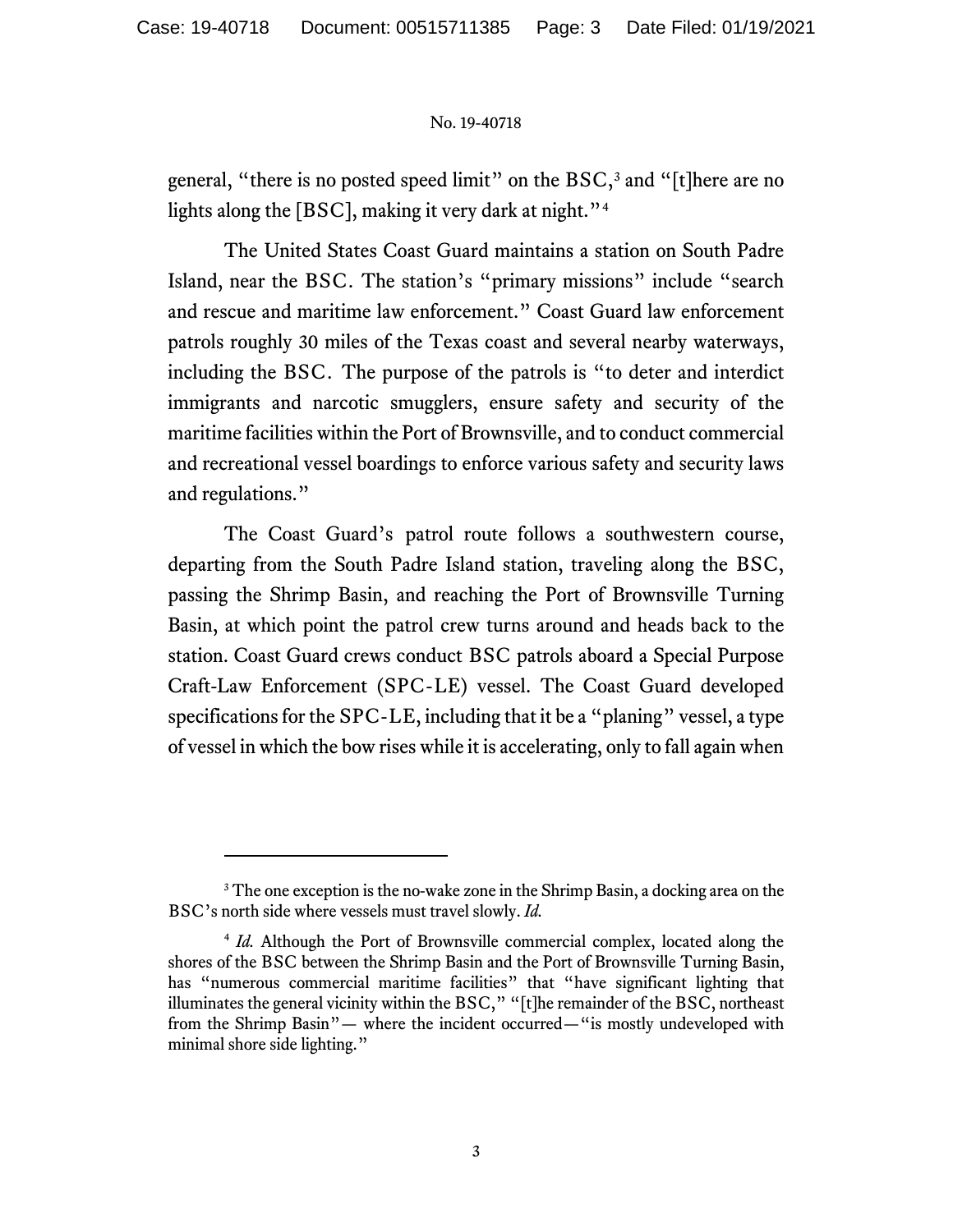general, "there is no posted speed limit" on the BSC,[3] and "[t]here are no lights along the [BSC], making it very dark at night."[4]

The United States Coast Guard maintains a station on South Padre Island, near the BSC. The station's "primary missions" include "search and rescue and maritime law enforcement." Coast Guard law enforcement patrols roughly 30 miles of the Texas coast and several nearby waterways, including the BSC. The purpose of the patrols is "to deter and interdict immigrants and narcotic smugglers, ensure safety and security of the maritime facilities within the Port of Brownsville, and to conduct commercial and recreational vessel boardings to enforce various safety and security laws and regulations."

The Coast Guard's patrol route follows a southwestern course, departing from the South Padre Island station, traveling along the BSC, passing the Shrimp Basin, and reaching the Port of Brownsville Turning Basin, at which point the patrol crew turns around and heads back to the station. Coast Guard crews conduct BSC patrols aboard a Special Purpose Craft-Law Enforcement (SPC-LE) vessel. The Coast Guard developed specifications for the SPC-LE, including that it be a "planing" vessel, a type of vessel in which the bow rises while it is accelerating, only to fall again when

---

[3] The one exception is the no-wake zone in the Shrimp Basin, a docking area on the BSC's north side where vessels must travel slowly. *Id.*

[4] *Id.* Although the Port of Brownsville commercial complex, located along the shores of the BSC between the Shrimp Basin and the Port of Brownsville Turning Basin, has "numerous commercial maritime facilities" that "have significant lighting that illuminates the general vicinity within the BSC," "[t]he remainder of the BSC, northeast from the Shrimp Basin"— where the incident occurred—"is mostly undeveloped with minimal shore side lighting."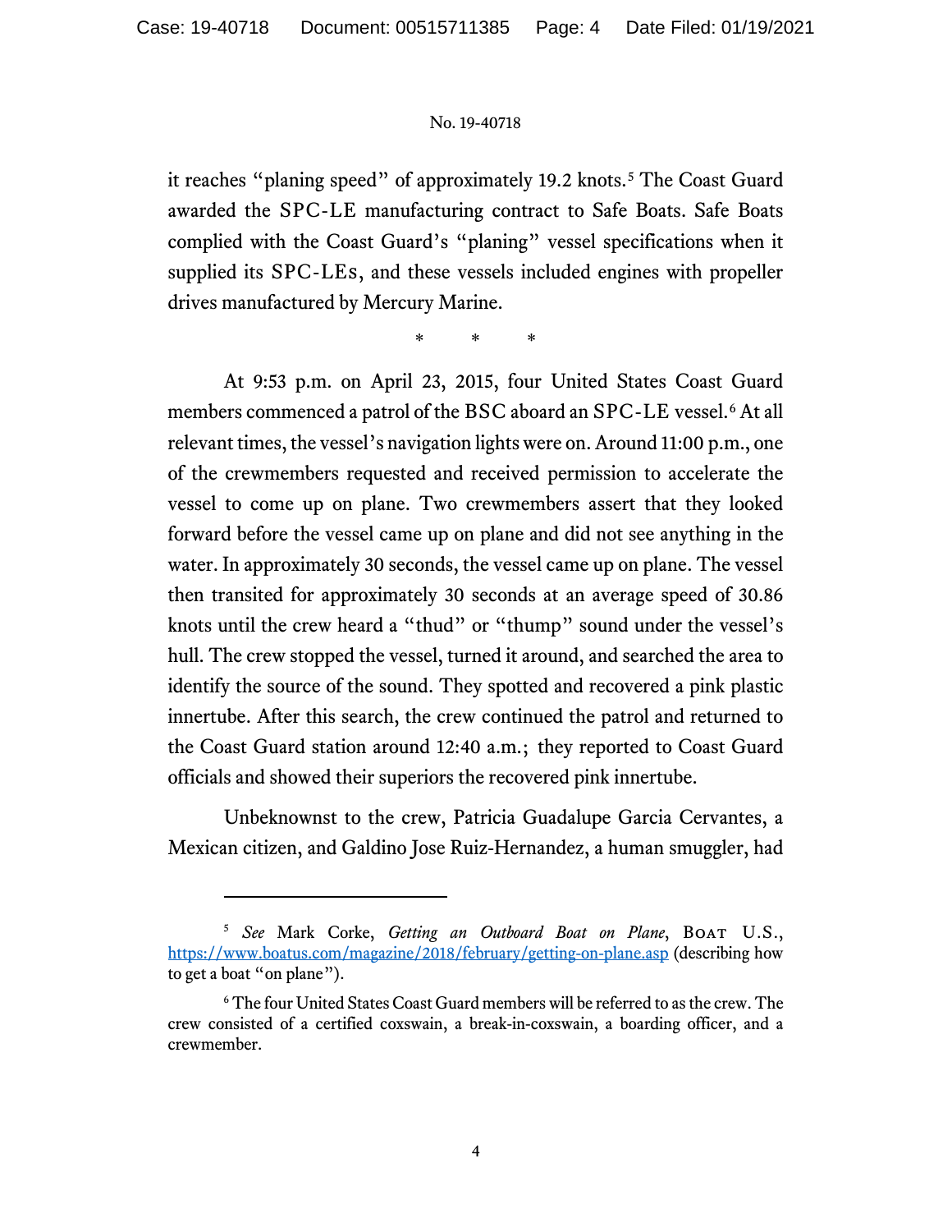it reaches "planing speed" of approximately 19.2 knots.[5] The Coast Guard awarded the SPC-LE manufacturing contract to Safe Boats. Safe Boats complied with the Coast Guard's "planing" vessel specifications when it supplied its SPC-LEs, and these vessels included engines with propeller drives manufactured by Mercury Marine.

\* \* \*

At 9:53 p.m. on April 23, 2015, four United States Coast Guard members commenced a patrol of the BSC aboard an SPC-LE vessel.[6] At all relevant times, the vessel's navigation lights were on. Around 11:00 p.m., one of the crewmembers requested and received permission to accelerate the vessel to come up on plane. Two crewmembers assert that they looked forward before the vessel came up on plane and did not see anything in the water. In approximately 30 seconds, the vessel came up on plane. The vessel then transited for approximately 30 seconds at an average speed of 30.86 knots until the crew heard a "thud" or "thump" sound under the vessel's hull. The crew stopped the vessel, turned it around, and searched the area to identify the source of the sound. They spotted and recovered a pink plastic innertube. After this search, the crew continued the patrol and returned to the Coast Guard station around 12:40 a.m.; they reported to Coast Guard officials and showed their superiors the recovered pink innertube.

Unbeknownst to the crew, Patricia Guadalupe Garcia Cervantes, a Mexican citizen, and Galdino Jose Ruiz-Hernandez, a human smuggler, had

---

[5] *See* Mark Corke, *Getting an Outboard Boat on Plane*, Boat U.S., https://www.boatus.com/magazine/2018/february/getting-on-plane.asp (describing how to get a boat "on plane").

[6] The four United States Coast Guard members will be referred to as the crew. The crew consisted of a certified coxswain, a break-in-coxswain, a boarding officer, and a crewmember.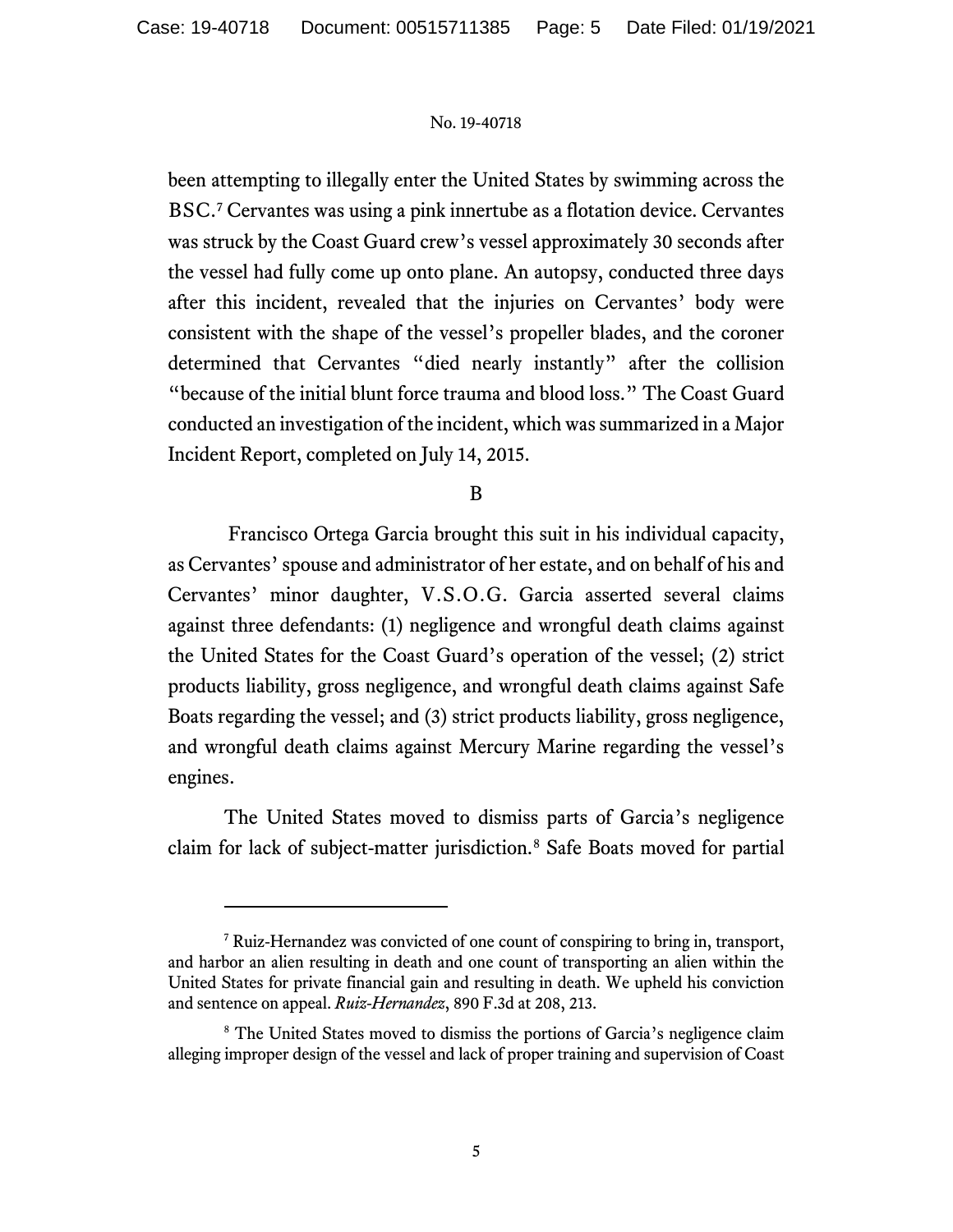been attempting to illegally enter the United States by swimming across the BSC.[7] Cervantes was using a pink innertube as a flotation device. Cervantes was struck by the Coast Guard crew's vessel approximately 30 seconds after the vessel had fully come up onto plane. An autopsy, conducted three days after this incident, revealed that the injuries on Cervantes' body were consistent with the shape of the vessel's propeller blades, and the coroner determined that Cervantes "died nearly instantly" after the collision "because of the initial blunt force trauma and blood loss." The Coast Guard conducted an investigation of the incident, which was summarized in a Major Incident Report, completed on July 14, 2015.

B

Francisco Ortega Garcia brought this suit in his individual capacity, as Cervantes' spouse and administrator of her estate, and on behalf of his and Cervantes' minor daughter, V.S.O.G. Garcia asserted several claims against three defendants: (1) negligence and wrongful death claims against the United States for the Coast Guard's operation of the vessel; (2) strict products liability, gross negligence, and wrongful death claims against Safe Boats regarding the vessel; and (3) strict products liability, gross negligence, and wrongful death claims against Mercury Marine regarding the vessel's engines.

The United States moved to dismiss parts of Garcia's negligence claim for lack of subject-matter jurisdiction.[8] Safe Boats moved for partial

---

[7] Ruiz-Hernandez was convicted of one count of conspiring to bring in, transport, and harbor an alien resulting in death and one count of transporting an alien within the United States for private financial gain and resulting in death. We upheld his conviction and sentence on appeal. *Ruiz-Hernandez*, 890 F.3d at 208, 213.

[8] The United States moved to dismiss the portions of Garcia's negligence claim alleging improper design of the vessel and lack of proper training and supervision of Coast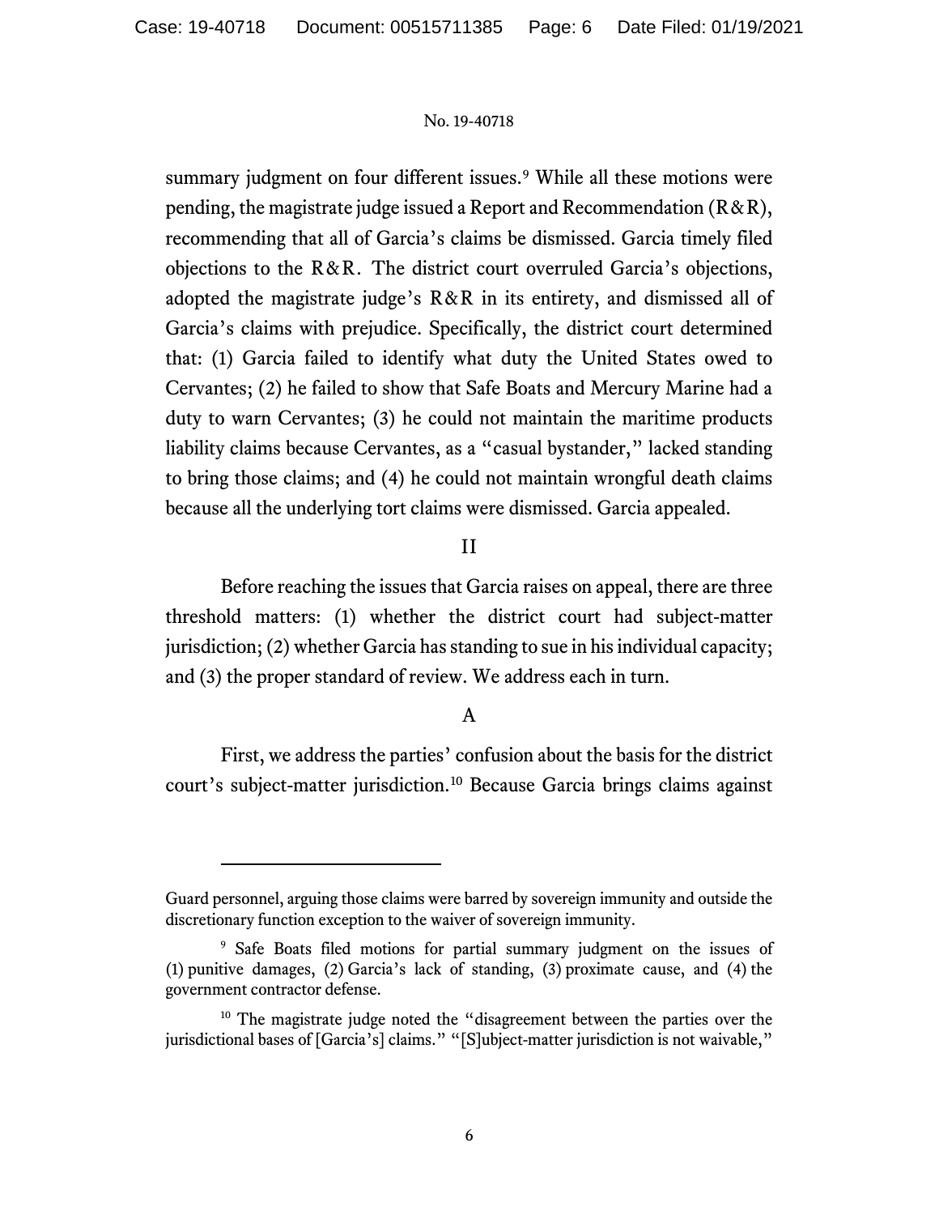summary judgment on four different issues.[9] While all these motions were pending, the magistrate judge issued a Report and Recommendation (R&R), recommending that all of Garcia's claims be dismissed. Garcia timely filed objections to the R&R. The district court overruled Garcia's objections, adopted the magistrate judge's R&R in its entirety, and dismissed all of Garcia's claims with prejudice. Specifically, the district court determined that: (1) Garcia failed to identify what duty the United States owed to Cervantes; (2) he failed to show that Safe Boats and Mercury Marine had a duty to warn Cervantes; (3) he could not maintain the maritime products liability claims because Cervantes, as a "casual bystander," lacked standing to bring those claims; and (4) he could not maintain wrongful death claims because all the underlying tort claims were dismissed. Garcia appealed.

## II

Before reaching the issues that Garcia raises on appeal, there are three threshold matters: (1) whether the district court had subject-matter jurisdiction; (2) whether Garcia has standing to sue in his individual capacity; and (3) the proper standard of review. We address each in turn.

### A

First, we address the parties' confusion about the basis for the district court's subject-matter jurisdiction.[10] Because Garcia brings claims against

---

Guard personnel, arguing those claims were barred by sovereign immunity and outside the discretionary function exception to the waiver of sovereign immunity.

[9] Safe Boats filed motions for partial summary judgment on the issues of (1) punitive damages, (2) Garcia's lack of standing, (3) proximate cause, and (4) the government contractor defense.

[10] The magistrate judge noted the "disagreement between the parties over the jurisdictional bases of [Garcia's] claims." "[S]ubject-matter jurisdiction is not waivable,"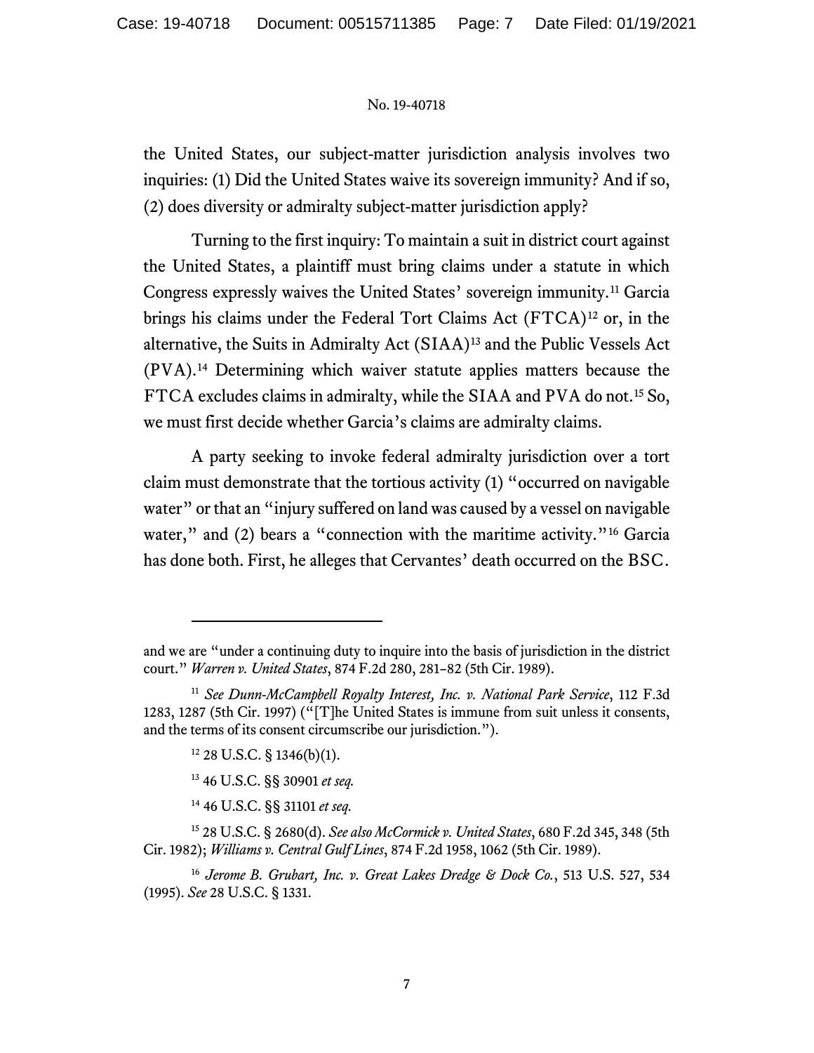the United States, our subject-matter jurisdiction analysis involves two inquiries: (1) Did the United States waive its sovereign immunity? And if so, (2) does diversity or admiralty subject-matter jurisdiction apply?

Turning to the first inquiry: To maintain a suit in district court against the United States, a plaintiff must bring claims under a statute in which Congress expressly waives the United States' sovereign immunity.[11] Garcia brings his claims under the Federal Tort Claims Act (FTCA)[12] or, in the alternative, the Suits in Admiralty Act (SIAA)[13] and the Public Vessels Act (PVA).[14] Determining which waiver statute applies matters because the FTCA excludes claims in admiralty, while the SIAA and PVA do not.[15] So, we must first decide whether Garcia's claims are admiralty claims.

A party seeking to invoke federal admiralty jurisdiction over a tort claim must demonstrate that the tortious activity (1) "occurred on navigable water" or that an "injury suffered on land was caused by a vessel on navigable water," and (2) bears a "connection with the maritime activity."[16] Garcia has done both. First, he alleges that Cervantes' death occurred on the BSC.

---

and we are "under a continuing duty to inquire into the basis of jurisdiction in the district court." *Warren v. United States*, 874 F.2d 280, 281–82 (5th Cir. 1989).

[11] *See Dunn-McCampbell Royalty Interest, Inc. v. National Park Service*, 112 F.3d 1283, 1287 (5th Cir. 1997) ("[T]he United States is immune from suit unless it consents, and the terms of its consent circumscribe our jurisdiction.").

[12] 28 U.S.C. § 1346(b)(1).

[13] 46 U.S.C. §§ 30901 *et seq.*

[14] 46 U.S.C. §§ 31101 *et seq.*

[15] 28 U.S.C. § 2680(d). *See also McCormick v. United States*, 680 F.2d 345, 348 (5th Cir. 1982); *Williams v. Central Gulf Lines*, 874 F.2d 1958, 1062 (5th Cir. 1989).

[16] *Jerome B. Grubart, Inc. v. Great Lakes Dredge & Dock Co.*, 513 U.S. 527, 534 (1995). *See* 28 U.S.C. § 1331.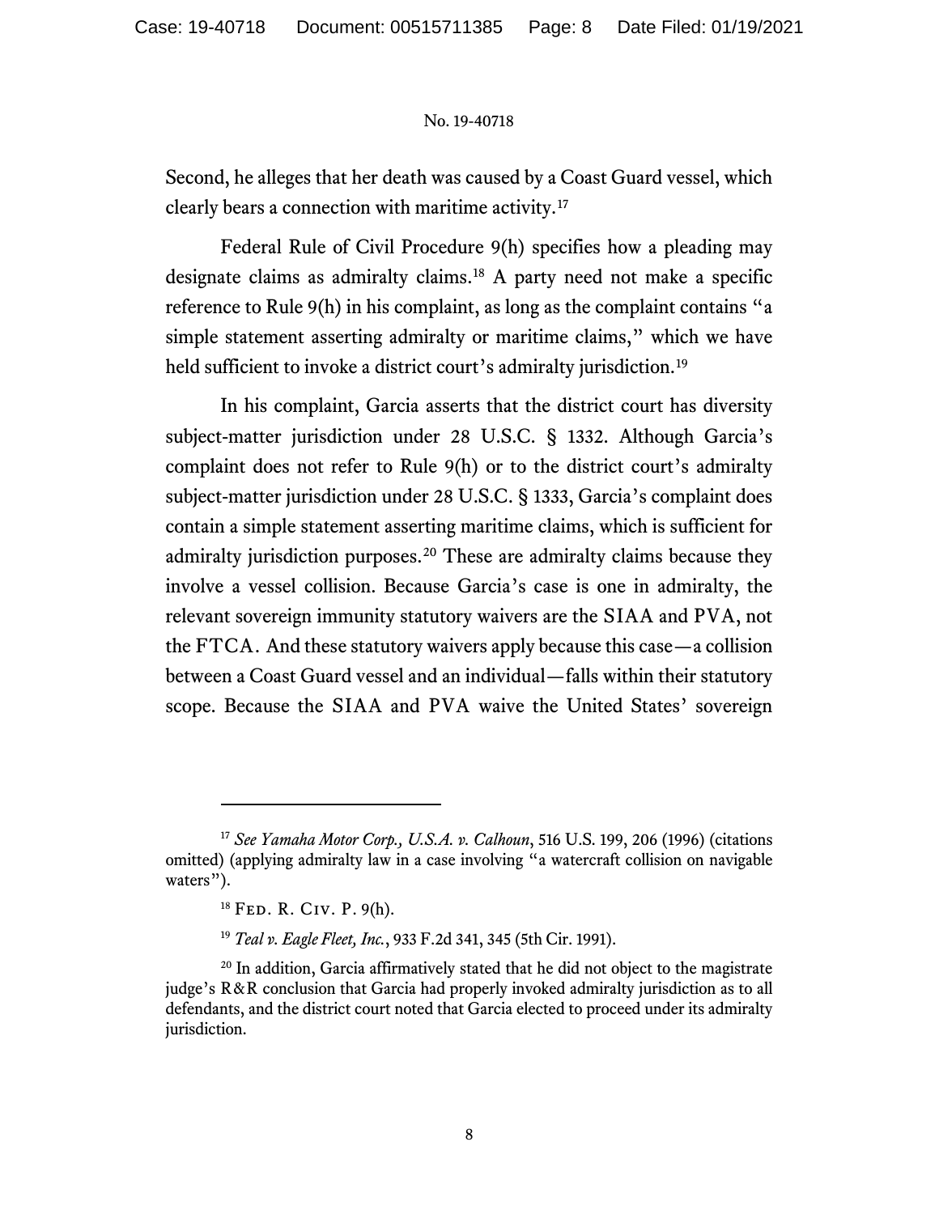Second, he alleges that her death was caused by a Coast Guard vessel, which clearly bears a connection with maritime activity.[17]

Federal Rule of Civil Procedure 9(h) specifies how a pleading may designate claims as admiralty claims.[18] A party need not make a specific reference to Rule 9(h) in his complaint, as long as the complaint contains "a simple statement asserting admiralty or maritime claims," which we have held sufficient to invoke a district court's admiralty jurisdiction.[19]

In his complaint, Garcia asserts that the district court has diversity subject-matter jurisdiction under 28 U.S.C. § 1332. Although Garcia's complaint does not refer to Rule 9(h) or to the district court's admiralty subject-matter jurisdiction under 28 U.S.C. § 1333, Garcia's complaint does contain a simple statement asserting maritime claims, which is sufficient for admiralty jurisdiction purposes.[20] These are admiralty claims because they involve a vessel collision. Because Garcia's case is one in admiralty, the relevant sovereign immunity statutory waivers are the SIAA and PVA, not the FTCA. And these statutory waivers apply because this case—a collision between a Coast Guard vessel and an individual—falls within their statutory scope. Because the SIAA and PVA waive the United States' sovereign

---

[17] *See Yamaha Motor Corp., U.S.A. v. Calhoun*, 516 U.S. 199, 206 (1996) (citations omitted) (applying admiralty law in a case involving "a watercraft collision on navigable waters").

[18] Fed. R. Civ. P. 9(h).

[19] *Teal v. Eagle Fleet, Inc.*, 933 F.2d 341, 345 (5th Cir. 1991).

[20] In addition, Garcia affirmatively stated that he did not object to the magistrate judge's R&R conclusion that Garcia had properly invoked admiralty jurisdiction as to all defendants, and the district court noted that Garcia elected to proceed under its admiralty jurisdiction.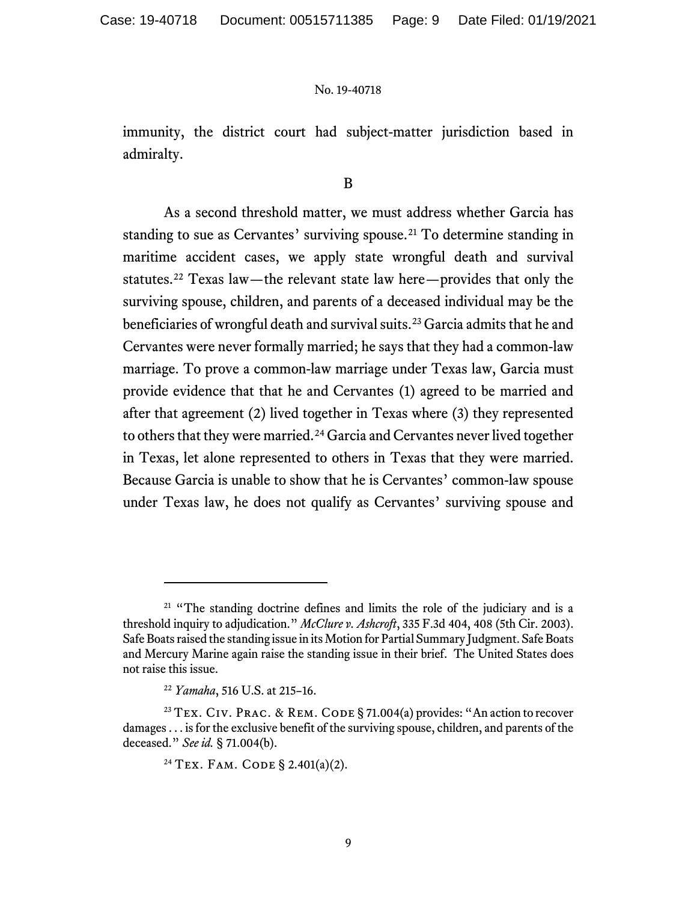immunity, the district court had subject-matter jurisdiction based in admiralty.

B

As a second threshold matter, we must address whether Garcia has standing to sue as Cervantes' surviving spouse.[21] To determine standing in maritime accident cases, we apply state wrongful death and survival statutes.[22] Texas law—the relevant state law here—provides that only the surviving spouse, children, and parents of a deceased individual may be the beneficiaries of wrongful death and survival suits.[23] Garcia admits that he and Cervantes were never formally married; he says that they had a common-law marriage. To prove a common-law marriage under Texas law, Garcia must provide evidence that that he and Cervantes (1) agreed to be married and after that agreement (2) lived together in Texas where (3) they represented to others that they were married.[24] Garcia and Cervantes never lived together in Texas, let alone represented to others in Texas that they were married. Because Garcia is unable to show that he is Cervantes' common-law spouse under Texas law, he does not qualify as Cervantes' surviving spouse and

---

[21] "The standing doctrine defines and limits the role of the judiciary and is a threshold inquiry to adjudication." *McClure v. Ashcroft*, 335 F.3d 404, 408 (5th Cir. 2003). Safe Boats raised the standing issue in its Motion for Partial Summary Judgment. Safe Boats and Mercury Marine again raise the standing issue in their brief. The United States does not raise this issue.

[22] *Yamaha*, 516 U.S. at 215–16.

[23] Tex. Civ. Prac. & Rem. Code § 71.004(a) provides: "An action to recover damages . . . is for the exclusive benefit of the surviving spouse, children, and parents of the deceased." *See id.* § 71.004(b).

[24] Tex. Fam. Code § 2.401(a)(2).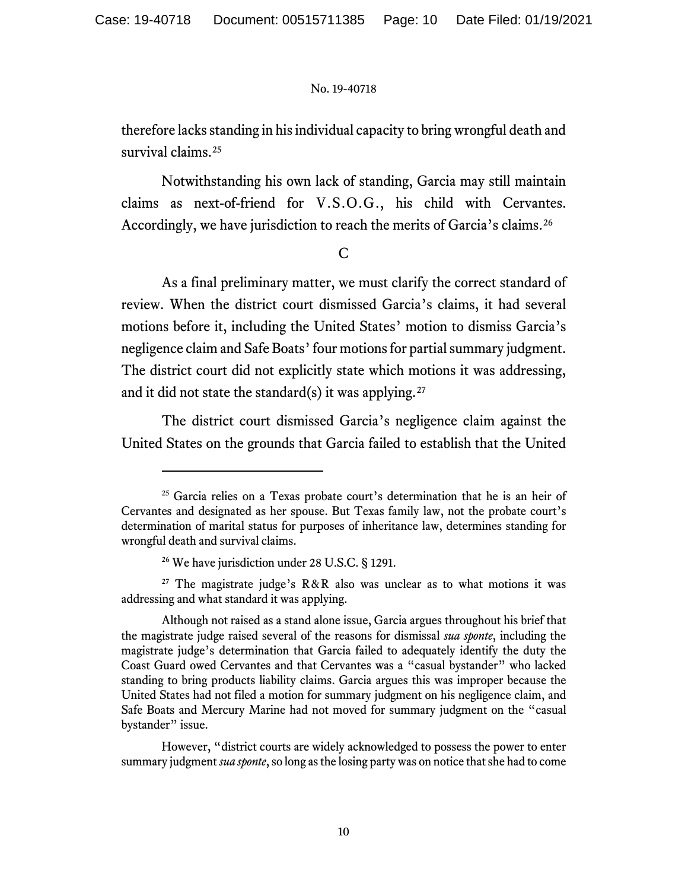therefore lacks standing in his individual capacity to bring wrongful death and survival claims.[25]

Notwithstanding his own lack of standing, Garcia may still maintain claims as next-of-friend for V.S.O.G., his child with Cervantes. Accordingly, we have jurisdiction to reach the merits of Garcia's claims.[26]

C

As a final preliminary matter, we must clarify the correct standard of review. When the district court dismissed Garcia's claims, it had several motions before it, including the United States' motion to dismiss Garcia's negligence claim and Safe Boats' four motions for partial summary judgment. The district court did not explicitly state which motions it was addressing, and it did not state the standard(s) it was applying.[27]

The district court dismissed Garcia's negligence claim against the United States on the grounds that Garcia failed to establish that the United

---

[25] Garcia relies on a Texas probate court's determination that he is an heir of Cervantes and designated as her spouse. But Texas family law, not the probate court's determination of marital status for purposes of inheritance law, determines standing for wrongful death and survival claims.

[26] We have jurisdiction under 28 U.S.C. § 1291.

[27] The magistrate judge's R&R also was unclear as to what motions it was addressing and what standard it was applying.

Although not raised as a stand alone issue, Garcia argues throughout his brief that the magistrate judge raised several of the reasons for dismissal *sua sponte*, including the magistrate judge's determination that Garcia failed to adequately identify the duty the Coast Guard owed Cervantes and that Cervantes was a "casual bystander" who lacked standing to bring products liability claims. Garcia argues this was improper because the United States had not filed a motion for summary judgment on his negligence claim, and Safe Boats and Mercury Marine had not moved for summary judgment on the "casual bystander" issue.

However, "district courts are widely acknowledged to possess the power to enter summary judgment *sua sponte*, so long as the losing party was on notice that she had to come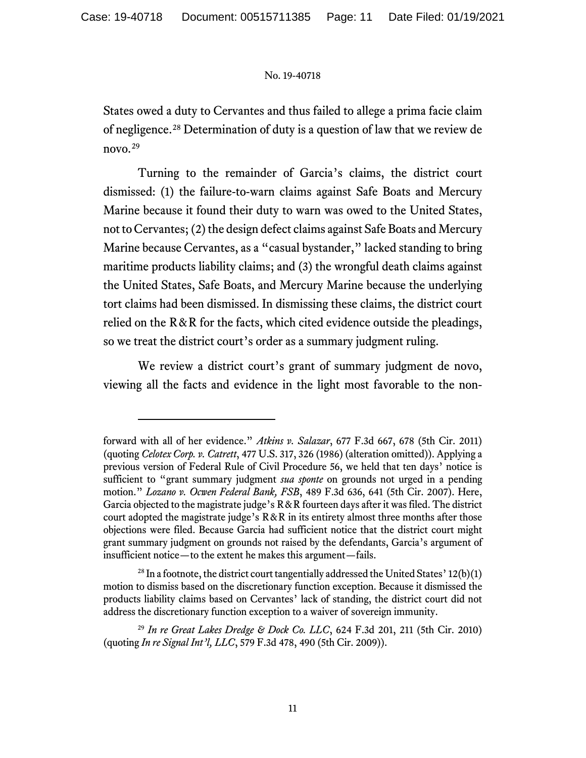States owed a duty to Cervantes and thus failed to allege a prima facie claim of negligence.[28] Determination of duty is a question of law that we review de novo.[29]

Turning to the remainder of Garcia's claims, the district court dismissed: (1) the failure-to-warn claims against Safe Boats and Mercury Marine because it found their duty to warn was owed to the United States, not to Cervantes; (2) the design defect claims against Safe Boats and Mercury Marine because Cervantes, as a "casual bystander," lacked standing to bring maritime products liability claims; and (3) the wrongful death claims against the United States, Safe Boats, and Mercury Marine because the underlying tort claims had been dismissed. In dismissing these claims, the district court relied on the R&R for the facts, which cited evidence outside the pleadings, so we treat the district court's order as a summary judgment ruling.

We review a district court's grant of summary judgment de novo, viewing all the facts and evidence in the light most favorable to the non-

---

forward with all of her evidence." *Atkins v. Salazar*, 677 F.3d 667, 678 (5th Cir. 2011) (quoting *Celotex Corp. v. Catrett*, 477 U.S. 317, 326 (1986) (alteration omitted)). Applying a previous version of Federal Rule of Civil Procedure 56, we held that ten days' notice is sufficient to "grant summary judgment *sua sponte* on grounds not urged in a pending motion." *Lozano v. Ocwen Federal Bank, FSB*, 489 F.3d 636, 641 (5th Cir. 2007). Here, Garcia objected to the magistrate judge's R&R fourteen days after it was filed. The district court adopted the magistrate judge's R&R in its entirety almost three months after those objections were filed. Because Garcia had sufficient notice that the district court might grant summary judgment on grounds not raised by the defendants, Garcia's argument of insufficient notice—to the extent he makes this argument—fails.

[28] In a footnote, the district court tangentially addressed the United States' 12(b)(1) motion to dismiss based on the discretionary function exception. Because it dismissed the products liability claims based on Cervantes' lack of standing, the district court did not address the discretionary function exception to a waiver of sovereign immunity.

[29] *In re Great Lakes Dredge & Dock Co. LLC*, 624 F.3d 201, 211 (5th Cir. 2010) (quoting *In re Signal Int'l, LLC*, 579 F.3d 478, 490 (5th Cir. 2009)).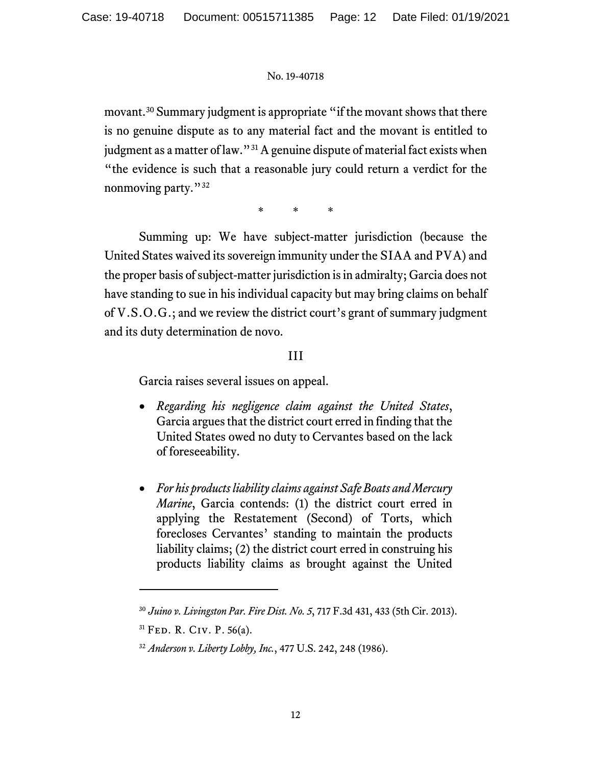movant.[30] Summary judgment is appropriate "if the movant shows that there is no genuine dispute as to any material fact and the movant is entitled to judgment as a matter of law."[31] A genuine dispute of material fact exists when "the evidence is such that a reasonable jury could return a verdict for the nonmoving party."[32]

\* \* \*

Summing up: We have subject-matter jurisdiction (because the United States waived its sovereign immunity under the SIAA and PVA) and the proper basis of subject-matter jurisdiction is in admiralty; Garcia does not have standing to sue in his individual capacity but may bring claims on behalf of V.S.O.G.; and we review the district court's grant of summary judgment and its duty determination de novo.

## III

Garcia raises several issues on appeal.

- *Regarding his negligence claim against the United States*, Garcia argues that the district court erred in finding that the United States owed no duty to Cervantes based on the lack of foreseeability.

- *For his products liability claims against Safe Boats and Mercury Marine*, Garcia contends: (1) the district court erred in applying the Restatement (Second) of Torts, which forecloses Cervantes' standing to maintain the products liability claims; (2) the district court erred in construing his products liability claims as brought against the United

---

[30] *Juino v. Livingston Par. Fire Dist. No. 5*, 717 F.3d 431, 433 (5th Cir. 2013).

[31] Fed. R. Civ. P. 56(a).

[32] *Anderson v. Liberty Lobby, Inc.*, 477 U.S. 242, 248 (1986).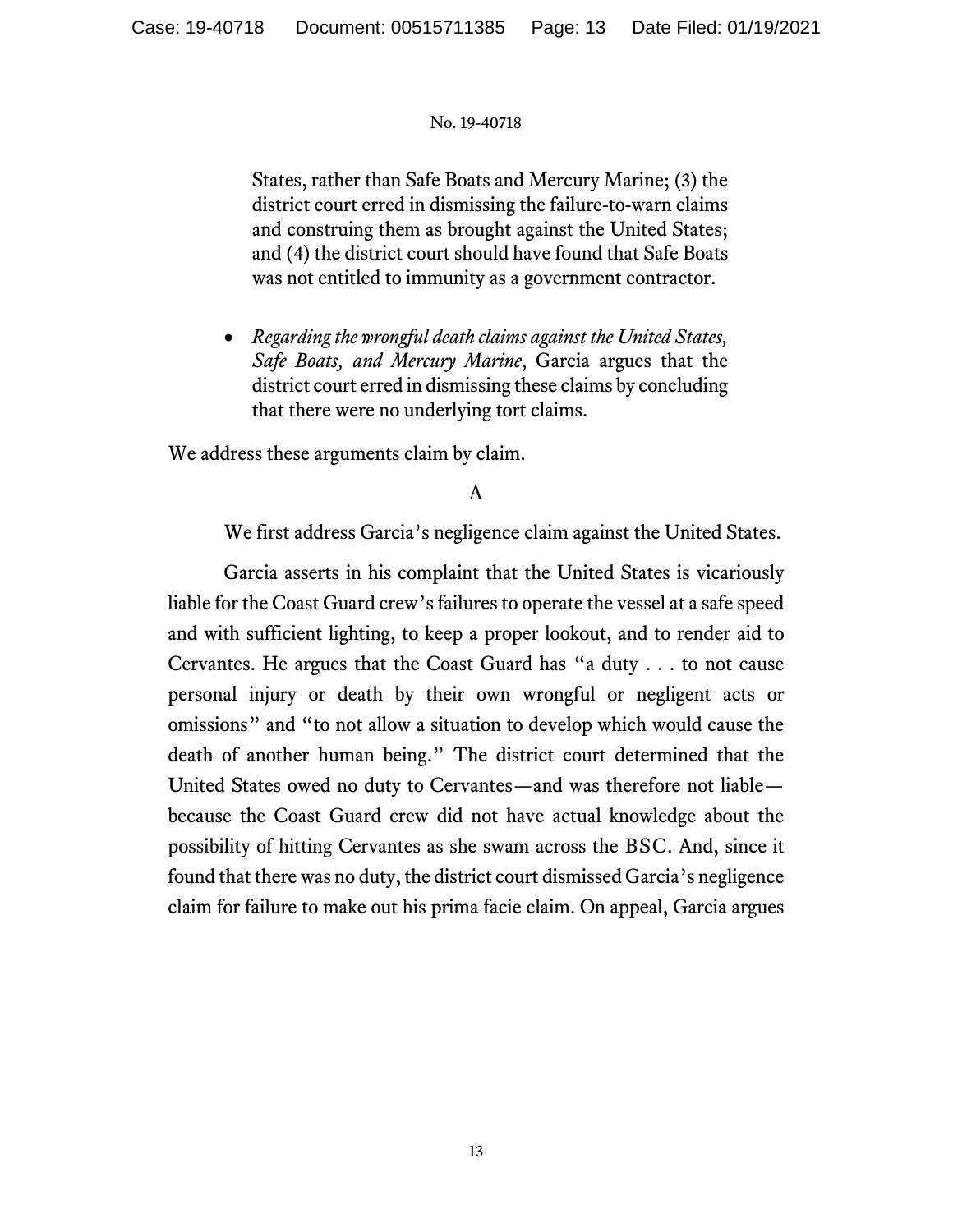States, rather than Safe Boats and Mercury Marine; (3) the district court erred in dismissing the failure-to-warn claims and construing them as brought against the United States; and (4) the district court should have found that Safe Boats was not entitled to immunity as a government contractor.

- *Regarding the wrongful death claims against the United States, Safe Boats, and Mercury Marine*, Garcia argues that the district court erred in dismissing these claims by concluding that there were no underlying tort claims.

We address these arguments claim by claim.

A

We first address Garcia's negligence claim against the United States.

Garcia asserts in his complaint that the United States is vicariously liable for the Coast Guard crew's failures to operate the vessel at a safe speed and with sufficient lighting, to keep a proper lookout, and to render aid to Cervantes. He argues that the Coast Guard has "a duty . . . to not cause personal injury or death by their own wrongful or negligent acts or omissions" and "to not allow a situation to develop which would cause the death of another human being." The district court determined that the United States owed no duty to Cervantes—and was therefore not liable—because the Coast Guard crew did not have actual knowledge about the possibility of hitting Cervantes as she swam across the BSC. And, since it found that there was no duty, the district court dismissed Garcia's negligence claim for failure to make out his prima facie claim. On appeal, Garcia argues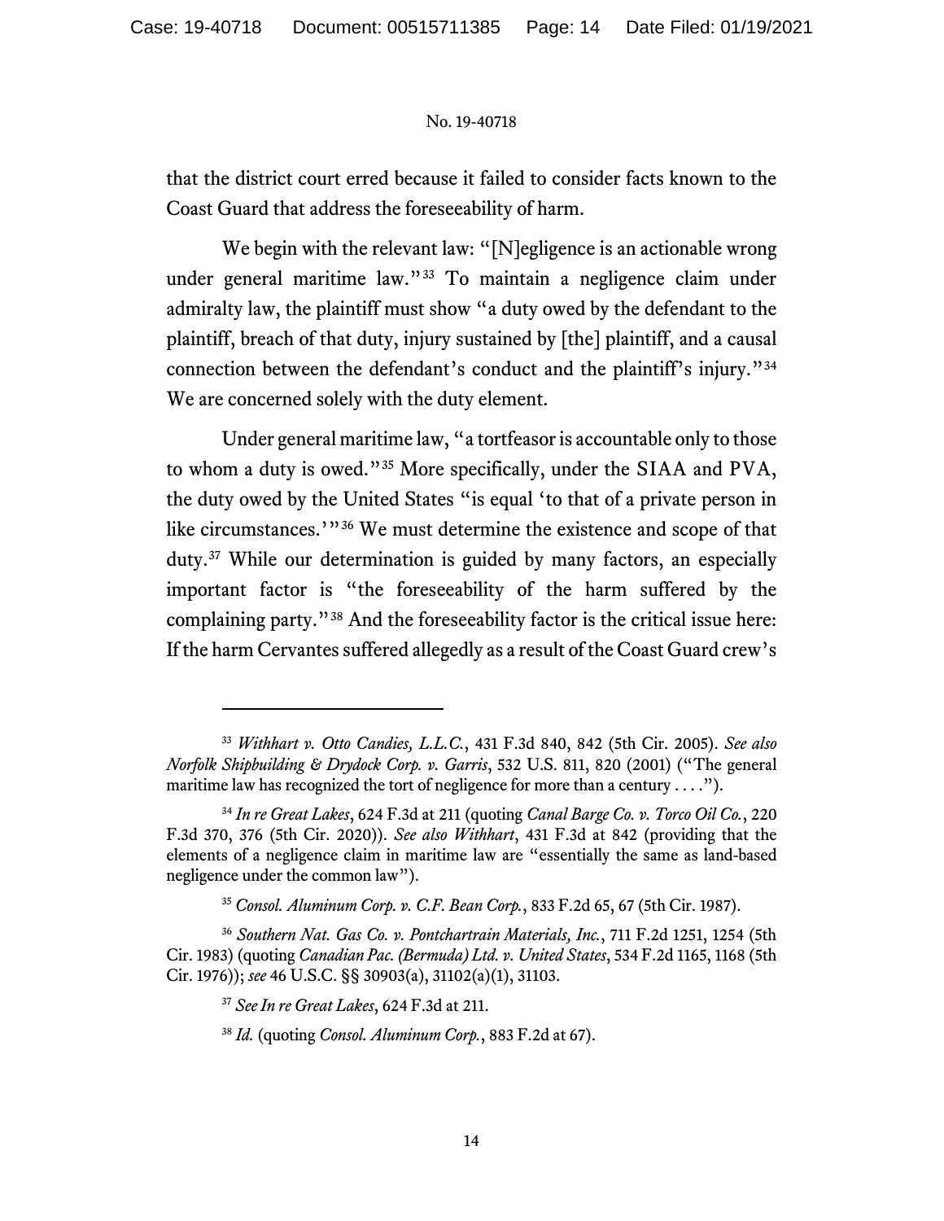that the district court erred because it failed to consider facts known to the Coast Guard that address the foreseeability of harm.

We begin with the relevant law: "[N]egligence is an actionable wrong under general maritime law."[33] To maintain a negligence claim under admiralty law, the plaintiff must show "a duty owed by the defendant to the plaintiff, breach of that duty, injury sustained by [the] plaintiff, and a causal connection between the defendant's conduct and the plaintiff's injury."[34] We are concerned solely with the duty element.

Under general maritime law, "a tortfeasor is accountable only to those to whom a duty is owed."[35] More specifically, under the SIAA and PVA, the duty owed by the United States "is equal 'to that of a private person in like circumstances.'"[36] We must determine the existence and scope of that duty.[37] While our determination is guided by many factors, an especially important factor is "the foreseeability of the harm suffered by the complaining party."[38] And the foreseeability factor is the critical issue here: If the harm Cervantes suffered allegedly as a result of the Coast Guard crew's

---

[33] *Withhart v. Otto Candies, L.L.C.*, 431 F.3d 840, 842 (5th Cir. 2005). *See also Norfolk Shipbuilding & Drydock Corp. v. Garris*, 532 U.S. 811, 820 (2001) ("The general maritime law has recognized the tort of negligence for more than a century . . . .").

[34] *In re Great Lakes*, 624 F.3d at 211 (quoting *Canal Barge Co. v. Torco Oil Co.*, 220 F.3d 370, 376 (5th Cir. 2020)). *See also Withhart*, 431 F.3d at 842 (providing that the elements of a negligence claim in maritime law are "essentially the same as land-based negligence under the common law").

[35] *Consol. Aluminum Corp. v. C.F. Bean Corp.*, 833 F.2d 65, 67 (5th Cir. 1987).

[36] *Southern Nat. Gas Co. v. Pontchartrain Materials, Inc.*, 711 F.2d 1251, 1254 (5th Cir. 1983) (quoting *Canadian Pac. (Bermuda) Ltd. v. United States*, 534 F.2d 1165, 1168 (5th Cir. 1976)); *see* 46 U.S.C. §§ 30903(a), 31102(a)(1), 31103.

[37] *See In re Great Lakes*, 624 F.3d at 211.

[38] *Id.* (quoting *Consol. Aluminum Corp.*, 883 F.2d at 67).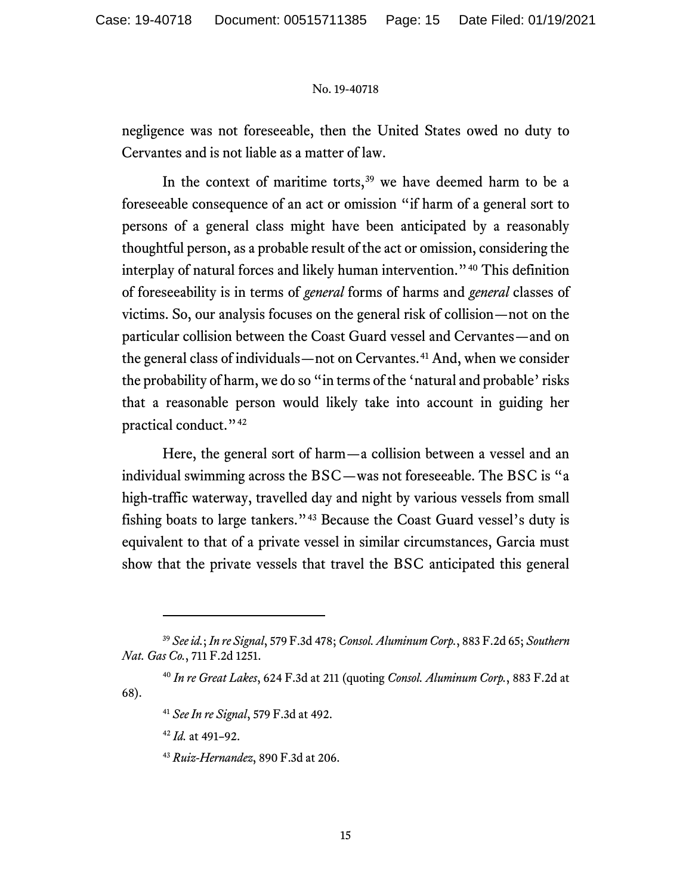negligence was not foreseeable, then the United States owed no duty to Cervantes and is not liable as a matter of law.

In the context of maritime torts,[39] we have deemed harm to be a foreseeable consequence of an act or omission "if harm of a general sort to persons of a general class might have been anticipated by a reasonably thoughtful person, as a probable result of the act or omission, considering the interplay of natural forces and likely human intervention."[40] This definition of foreseeability is in terms of *general* forms of harms and *general* classes of victims. So, our analysis focuses on the general risk of collision—not on the particular collision between the Coast Guard vessel and Cervantes—and on the general class of individuals—not on Cervantes.[41] And, when we consider the probability of harm, we do so "in terms of the 'natural and probable' risks that a reasonable person would likely take into account in guiding her practical conduct."[42]

Here, the general sort of harm—a collision between a vessel and an individual swimming across the BSC—was not foreseeable. The BSC is "a high-traffic waterway, travelled day and night by various vessels from small fishing boats to large tankers."[43] Because the Coast Guard vessel's duty is equivalent to that of a private vessel in similar circumstances, Garcia must show that the private vessels that travel the BSC anticipated this general

---

[39] *See id.*; *In re Signal*, 579 F.3d 478; *Consol. Aluminum Corp.*, 883 F.2d 65; *Southern Nat. Gas Co.*, 711 F.2d 1251.

[40] *In re Great Lakes*, 624 F.3d at 211 (quoting *Consol. Aluminum Corp.*, 883 F.2d at 68).

[41] *See In re Signal*, 579 F.3d at 492.

[42] *Id.* at 491–92.

[43] *Ruiz-Hernandez*, 890 F.3d at 206.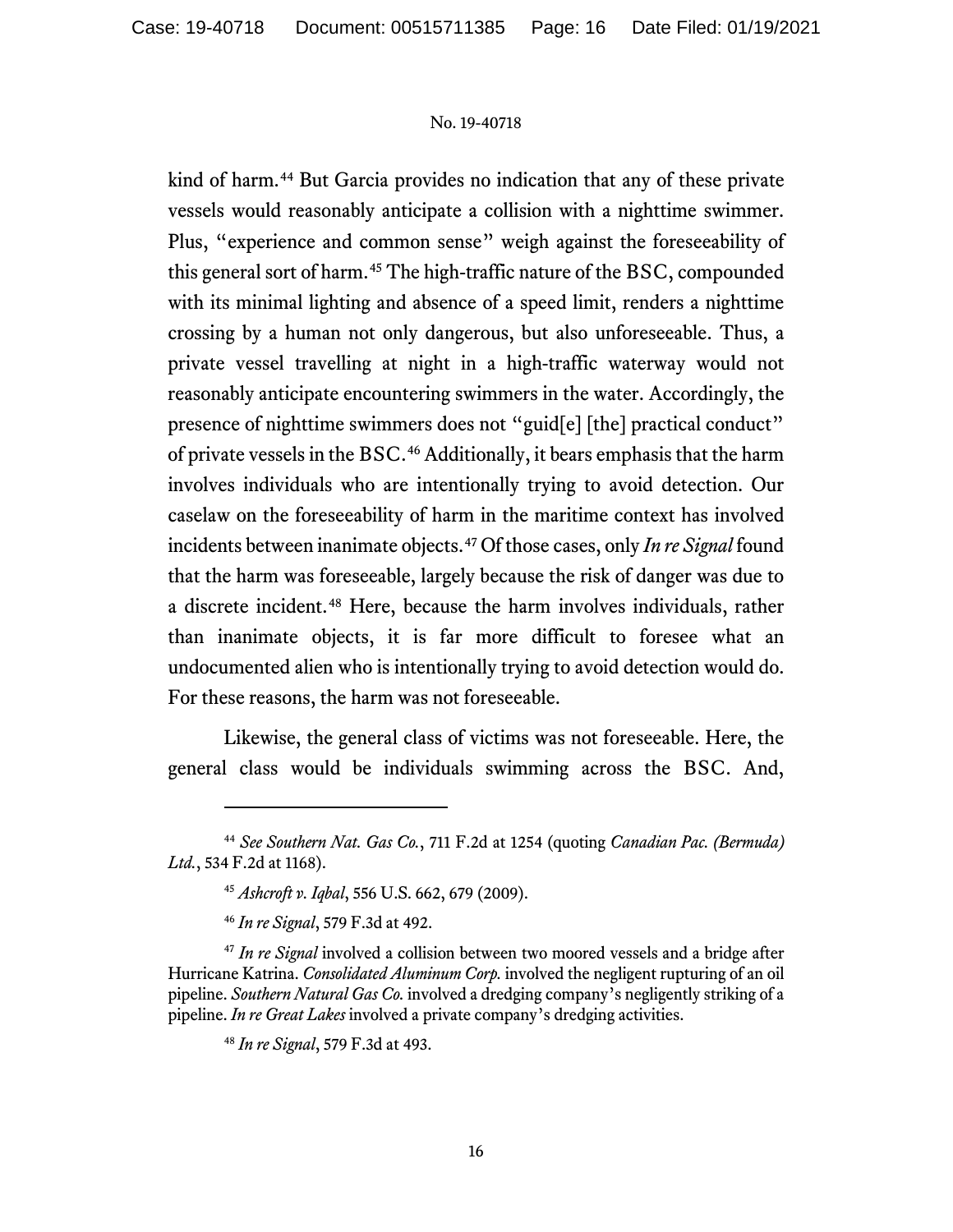kind of harm.[44] But Garcia provides no indication that any of these private vessels would reasonably anticipate a collision with a nighttime swimmer. Plus, "experience and common sense" weigh against the foreseeability of this general sort of harm.[45] The high-traffic nature of the BSC, compounded with its minimal lighting and absence of a speed limit, renders a nighttime crossing by a human not only dangerous, but also unforeseeable. Thus, a private vessel travelling at night in a high-traffic waterway would not reasonably anticipate encountering swimmers in the water. Accordingly, the presence of nighttime swimmers does not "guid[e] [the] practical conduct" of private vessels in the BSC.[46] Additionally, it bears emphasis that the harm involves individuals who are intentionally trying to avoid detection. Our caselaw on the foreseeability of harm in the maritime context has involved incidents between inanimate objects.[47] Of those cases, only *In re Signal* found that the harm was foreseeable, largely because the risk of danger was due to a discrete incident.[48] Here, because the harm involves individuals, rather than inanimate objects, it is far more difficult to foresee what an undocumented alien who is intentionally trying to avoid detection would do. For these reasons, the harm was not foreseeable.

Likewise, the general class of victims was not foreseeable. Here, the general class would be individuals swimming across the BSC. And,

---

[44] *See Southern Nat. Gas Co.*, 711 F.2d at 1254 (quoting *Canadian Pac. (Bermuda) Ltd.*, 534 F.2d at 1168).

[45] *Ashcroft v. Iqbal*, 556 U.S. 662, 679 (2009).

[46] *In re Signal*, 579 F.3d at 492.

[47] *In re Signal* involved a collision between two moored vessels and a bridge after Hurricane Katrina. *Consolidated Aluminum Corp.* involved the negligent rupturing of an oil pipeline. *Southern Natural Gas Co.* involved a dredging company's negligently striking of a pipeline. *In re Great Lakes* involved a private company's dredging activities.

[48] *In re Signal*, 579 F.3d at 493.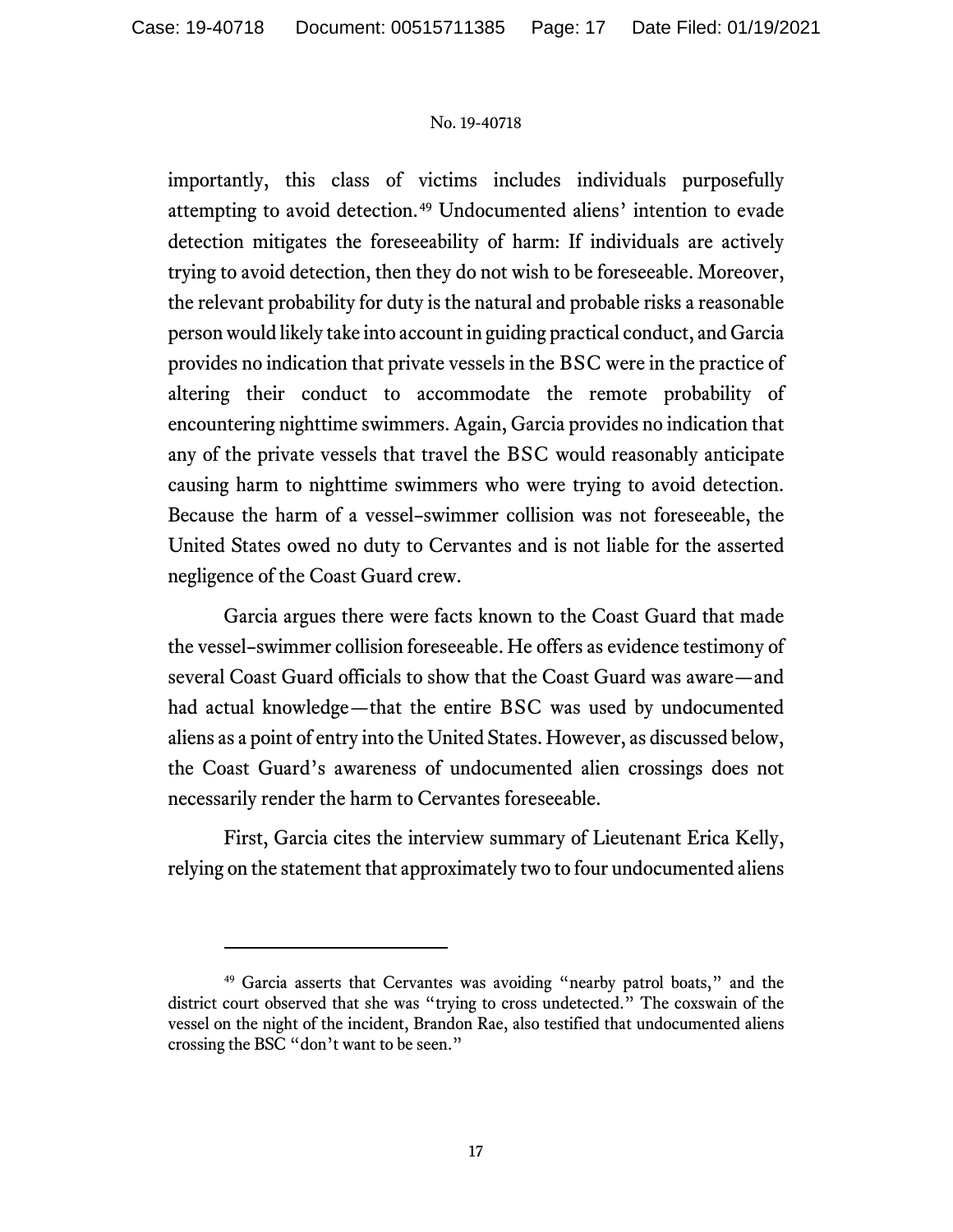importantly, this class of victims includes individuals purposefully attempting to avoid detection.[49] Undocumented aliens' intention to evade detection mitigates the foreseeability of harm: If individuals are actively trying to avoid detection, then they do not wish to be foreseeable. Moreover, the relevant probability for duty is the natural and probable risks a reasonable person would likely take into account in guiding practical conduct, and Garcia provides no indication that private vessels in the BSC were in the practice of altering their conduct to accommodate the remote probability of encountering nighttime swimmers. Again, Garcia provides no indication that any of the private vessels that travel the BSC would reasonably anticipate causing harm to nighttime swimmers who were trying to avoid detection. Because the harm of a vessel–swimmer collision was not foreseeable, the United States owed no duty to Cervantes and is not liable for the asserted negligence of the Coast Guard crew.

Garcia argues there were facts known to the Coast Guard that made the vessel–swimmer collision foreseeable. He offers as evidence testimony of several Coast Guard officials to show that the Coast Guard was aware—and had actual knowledge—that the entire BSC was used by undocumented aliens as a point of entry into the United States. However, as discussed below, the Coast Guard's awareness of undocumented alien crossings does not necessarily render the harm to Cervantes foreseeable.

First, Garcia cites the interview summary of Lieutenant Erica Kelly, relying on the statement that approximately two to four undocumented aliens

---

[49] Garcia asserts that Cervantes was avoiding "nearby patrol boats," and the district court observed that she was "trying to cross undetected." The coxswain of the vessel on the night of the incident, Brandon Rae, also testified that undocumented aliens crossing the BSC "don't want to be seen."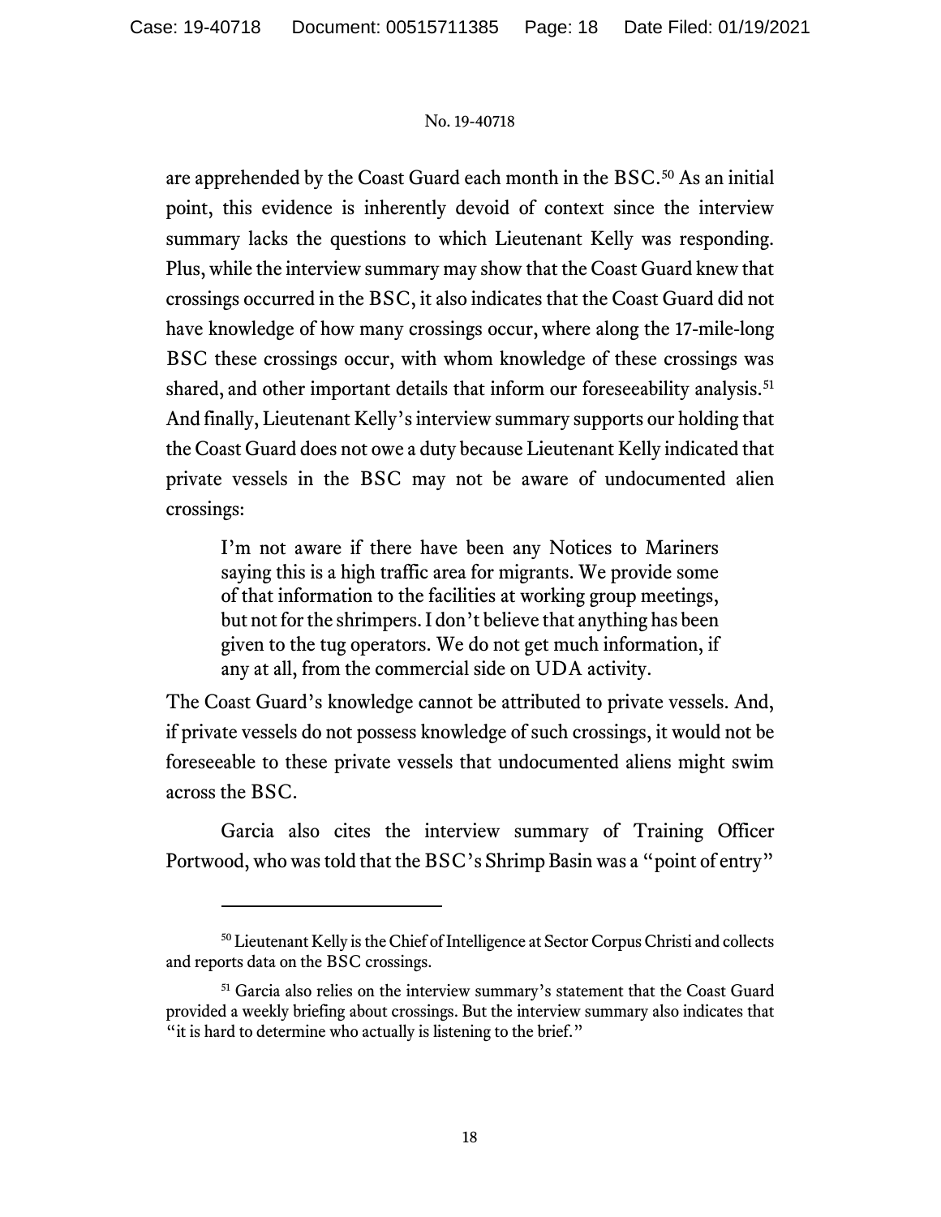are apprehended by the Coast Guard each month in the BSC.[50] As an initial point, this evidence is inherently devoid of context since the interview summary lacks the questions to which Lieutenant Kelly was responding. Plus, while the interview summary may show that the Coast Guard knew that crossings occurred in the BSC, it also indicates that the Coast Guard did not have knowledge of how many crossings occur, where along the 17-mile-long BSC these crossings occur, with whom knowledge of these crossings was shared, and other important details that inform our foreseeability analysis.[51] And finally, Lieutenant Kelly's interview summary supports our holding that the Coast Guard does not owe a duty because Lieutenant Kelly indicated that private vessels in the BSC may not be aware of undocumented alien crossings:

> I'm not aware if there have been any Notices to Mariners saying this is a high traffic area for migrants. We provide some of that information to the facilities at working group meetings, but not for the shrimpers. I don't believe that anything has been given to the tug operators. We do not get much information, if any at all, from the commercial side on UDA activity.

The Coast Guard's knowledge cannot be attributed to private vessels. And, if private vessels do not possess knowledge of such crossings, it would not be foreseeable to these private vessels that undocumented aliens might swim across the BSC.

Garcia also cites the interview summary of Training Officer Portwood, who was told that the BSC's Shrimp Basin was a "point of entry"

---

[50] Lieutenant Kelly is the Chief of Intelligence at Sector Corpus Christi and collects and reports data on the BSC crossings.

[51] Garcia also relies on the interview summary's statement that the Coast Guard provided a weekly briefing about crossings. But the interview summary also indicates that "it is hard to determine who actually is listening to the brief."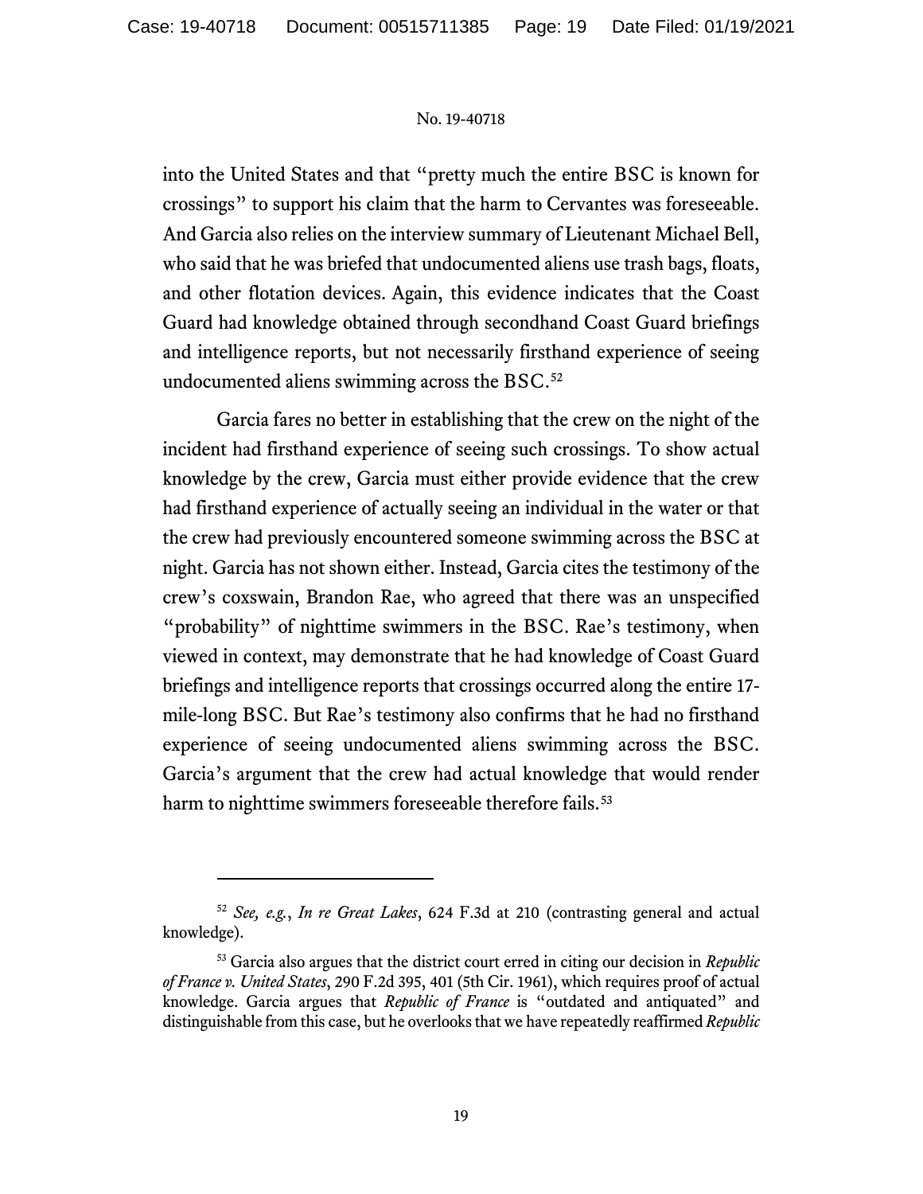into the United States and that "pretty much the entire BSC is known for crossings" to support his claim that the harm to Cervantes was foreseeable. And Garcia also relies on the interview summary of Lieutenant Michael Bell, who said that he was briefed that undocumented aliens use trash bags, floats, and other flotation devices. Again, this evidence indicates that the Coast Guard had knowledge obtained through secondhand Coast Guard briefings and intelligence reports, but not necessarily firsthand experience of seeing undocumented aliens swimming across the BSC.[52]

Garcia fares no better in establishing that the crew on the night of the incident had firsthand experience of seeing such crossings. To show actual knowledge by the crew, Garcia must either provide evidence that the crew had firsthand experience of actually seeing an individual in the water or that the crew had previously encountered someone swimming across the BSC at night. Garcia has not shown either. Instead, Garcia cites the testimony of the crew's coxswain, Brandon Rae, who agreed that there was an unspecified "probability" of nighttime swimmers in the BSC. Rae's testimony, when viewed in context, may demonstrate that he had knowledge of Coast Guard briefings and intelligence reports that crossings occurred along the entire 17-mile-long BSC. But Rae's testimony also confirms that he had no firsthand experience of seeing undocumented aliens swimming across the BSC. Garcia's argument that the crew had actual knowledge that would render harm to nighttime swimmers foreseeable therefore fails.[53]

---

[52] *See, e.g.*, *In re Great Lakes*, 624 F.3d at 210 (contrasting general and actual knowledge).

[53] Garcia also argues that the district court erred in citing our decision in *Republic of France v. United States*, 290 F.2d 395, 401 (5th Cir. 1961), which requires proof of actual knowledge. Garcia argues that *Republic of France* is "outdated and antiquated" and distinguishable from this case, but he overlooks that we have repeatedly reaffirmed *Republic*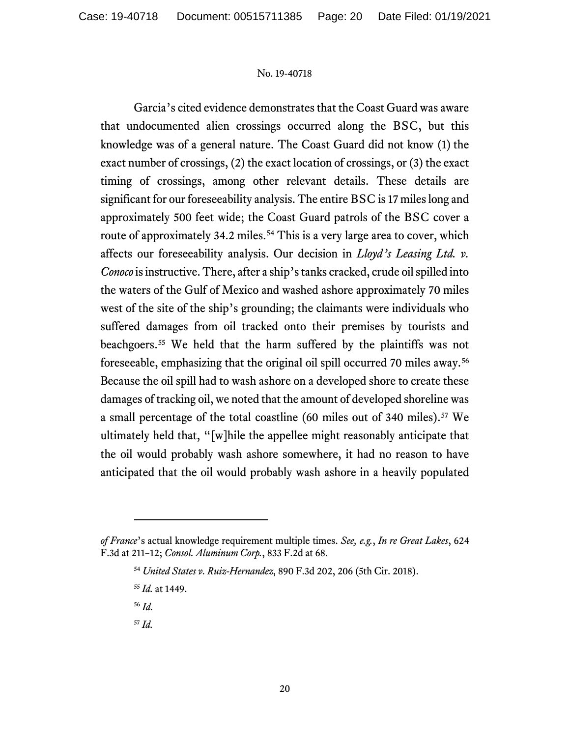Garcia's cited evidence demonstrates that the Coast Guard was aware that undocumented alien crossings occurred along the BSC, but this knowledge was of a general nature. The Coast Guard did not know (1) the exact number of crossings, (2) the exact location of crossings, or (3) the exact timing of crossings, among other relevant details. These details are significant for our foreseeability analysis. The entire BSC is 17 miles long and approximately 500 feet wide; the Coast Guard patrols of the BSC cover a route of approximately 34.2 miles.[54] This is a very large area to cover, which affects our foreseeability analysis. Our decision in *Lloyd's Leasing Ltd. v. Conoco* is instructive. There, after a ship's tanks cracked, crude oil spilled into the waters of the Gulf of Mexico and washed ashore approximately 70 miles west of the site of the ship's grounding; the claimants were individuals who suffered damages from oil tracked onto their premises by tourists and beachgoers.[55] We held that the harm suffered by the plaintiffs was not foreseeable, emphasizing that the original oil spill occurred 70 miles away.[56] Because the oil spill had to wash ashore on a developed shore to create these damages of tracking oil, we noted that the amount of developed shoreline was a small percentage of the total coastline (60 miles out of 340 miles).[57] We ultimately held that, "[w]hile the appellee might reasonably anticipate that the oil would probably wash ashore somewhere, it had no reason to have anticipated that the oil would probably wash ashore in a heavily populated

---

*of France*'s actual knowledge requirement multiple times. *See, e.g.*, *In re Great Lakes*, 624 F.3d at 211–12; *Consol. Aluminum Corp.*, 833 F.2d at 68.

[54] *United States v. Ruiz-Hernandez*, 890 F.3d 202, 206 (5th Cir. 2018).

[55] *Id.* at 1449.

[56] *Id.*

[57] *Id.*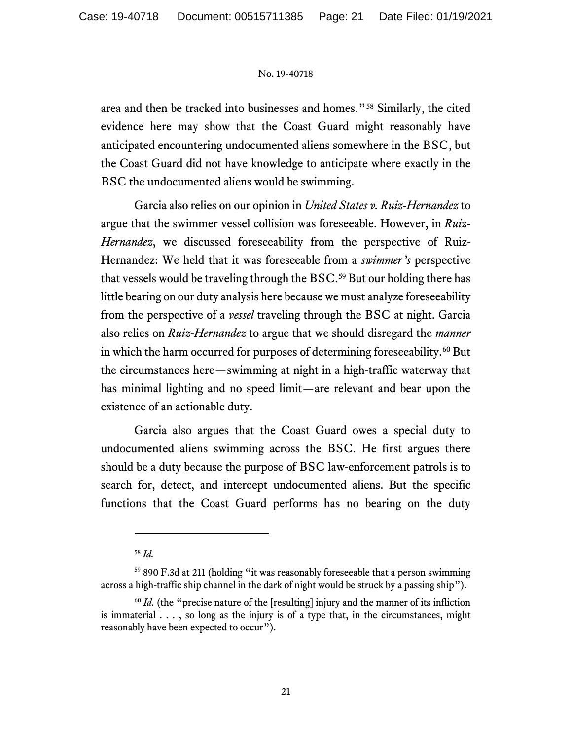area and then be tracked into businesses and homes."[58] Similarly, the cited evidence here may show that the Coast Guard might reasonably have anticipated encountering undocumented aliens somewhere in the BSC, but the Coast Guard did not have knowledge to anticipate where exactly in the BSC the undocumented aliens would be swimming.

Garcia also relies on our opinion in *United States v. Ruiz-Hernandez* to argue that the swimmer vessel collision was foreseeable. However, in *Ruiz-Hernandez*, we discussed foreseeability from the perspective of Ruiz-Hernandez: We held that it was foreseeable from a *swimmer's* perspective that vessels would be traveling through the BSC.[59] But our holding there has little bearing on our duty analysis here because we must analyze foreseeability from the perspective of a *vessel* traveling through the BSC at night. Garcia also relies on *Ruiz-Hernandez* to argue that we should disregard the *manner* in which the harm occurred for purposes of determining foreseeability.[60] But the circumstances here—swimming at night in a high-traffic waterway that has minimal lighting and no speed limit—are relevant and bear upon the existence of an actionable duty.

Garcia also argues that the Coast Guard owes a special duty to undocumented aliens swimming across the BSC. He first argues there should be a duty because the purpose of BSC law-enforcement patrols is to search for, detect, and intercept undocumented aliens. But the specific functions that the Coast Guard performs has no bearing on the duty

---

[58] *Id.*

[59] 890 F.3d at 211 (holding "it was reasonably foreseeable that a person swimming across a high-traffic ship channel in the dark of night would be struck by a passing ship").

[60] *Id.* (the "precise nature of the [resulting] injury and the manner of its infliction is immaterial . . . , so long as the injury is of a type that, in the circumstances, might reasonably have been expected to occur").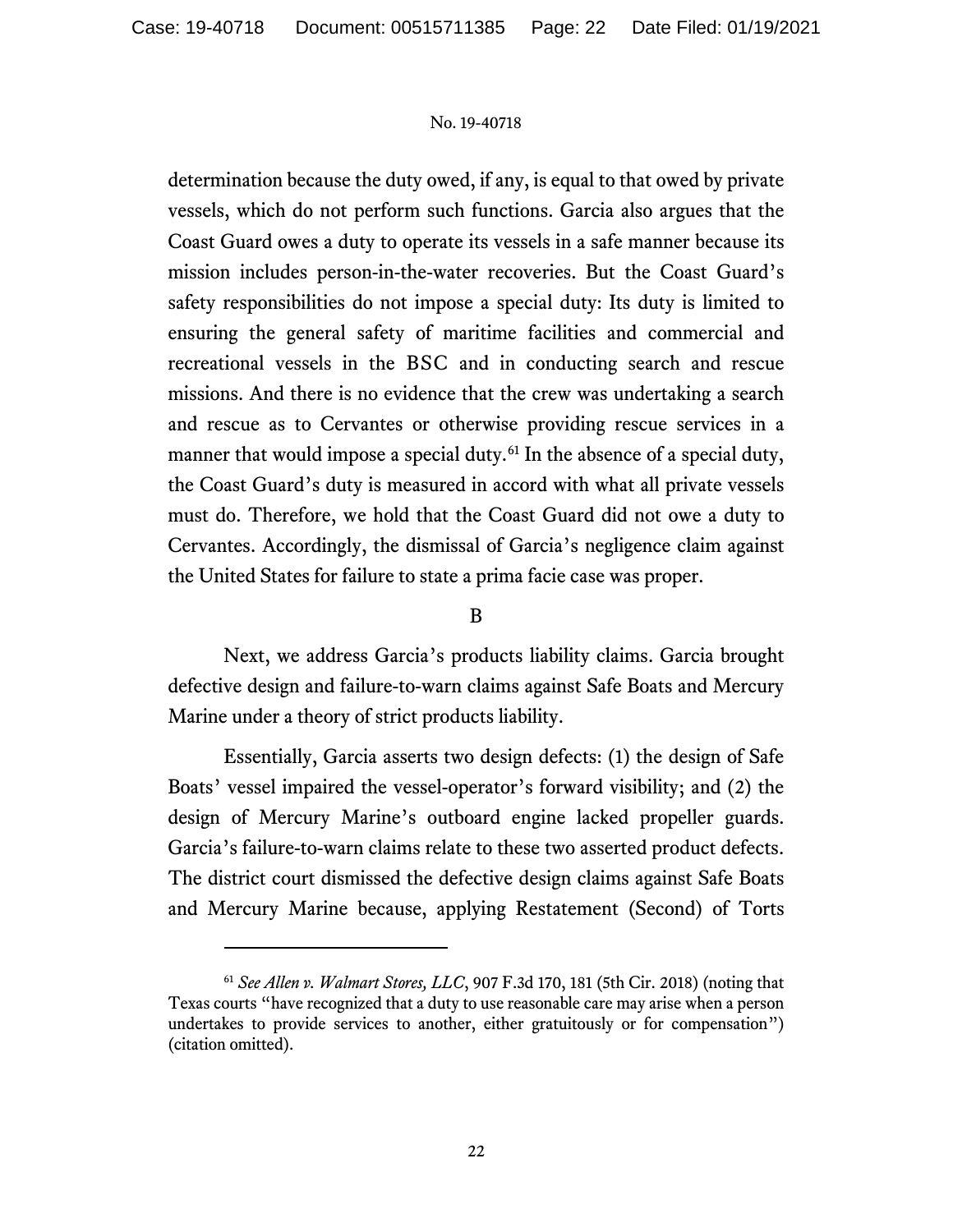determination because the duty owed, if any, is equal to that owed by private vessels, which do not perform such functions. Garcia also argues that the Coast Guard owes a duty to operate its vessels in a safe manner because its mission includes person-in-the-water recoveries. But the Coast Guard's safety responsibilities do not impose a special duty: Its duty is limited to ensuring the general safety of maritime facilities and commercial and recreational vessels in the BSC and in conducting search and rescue missions. And there is no evidence that the crew was undertaking a search and rescue as to Cervantes or otherwise providing rescue services in a manner that would impose a special duty.[61] In the absence of a special duty, the Coast Guard's duty is measured in accord with what all private vessels must do. Therefore, we hold that the Coast Guard did not owe a duty to Cervantes. Accordingly, the dismissal of Garcia's negligence claim against the United States for failure to state a prima facie case was proper.

B

Next, we address Garcia's products liability claims. Garcia brought defective design and failure-to-warn claims against Safe Boats and Mercury Marine under a theory of strict products liability.

Essentially, Garcia asserts two design defects: (1) the design of Safe Boats' vessel impaired the vessel-operator's forward visibility; and (2) the design of Mercury Marine's outboard engine lacked propeller guards. Garcia's failure-to-warn claims relate to these two asserted product defects. The district court dismissed the defective design claims against Safe Boats and Mercury Marine because, applying Restatement (Second) of Torts

---

[61] *See Allen v. Walmart Stores, LLC*, 907 F.3d 170, 181 (5th Cir. 2018) (noting that Texas courts "have recognized that a duty to use reasonable care may arise when a person undertakes to provide services to another, either gratuitously or for compensation") (citation omitted).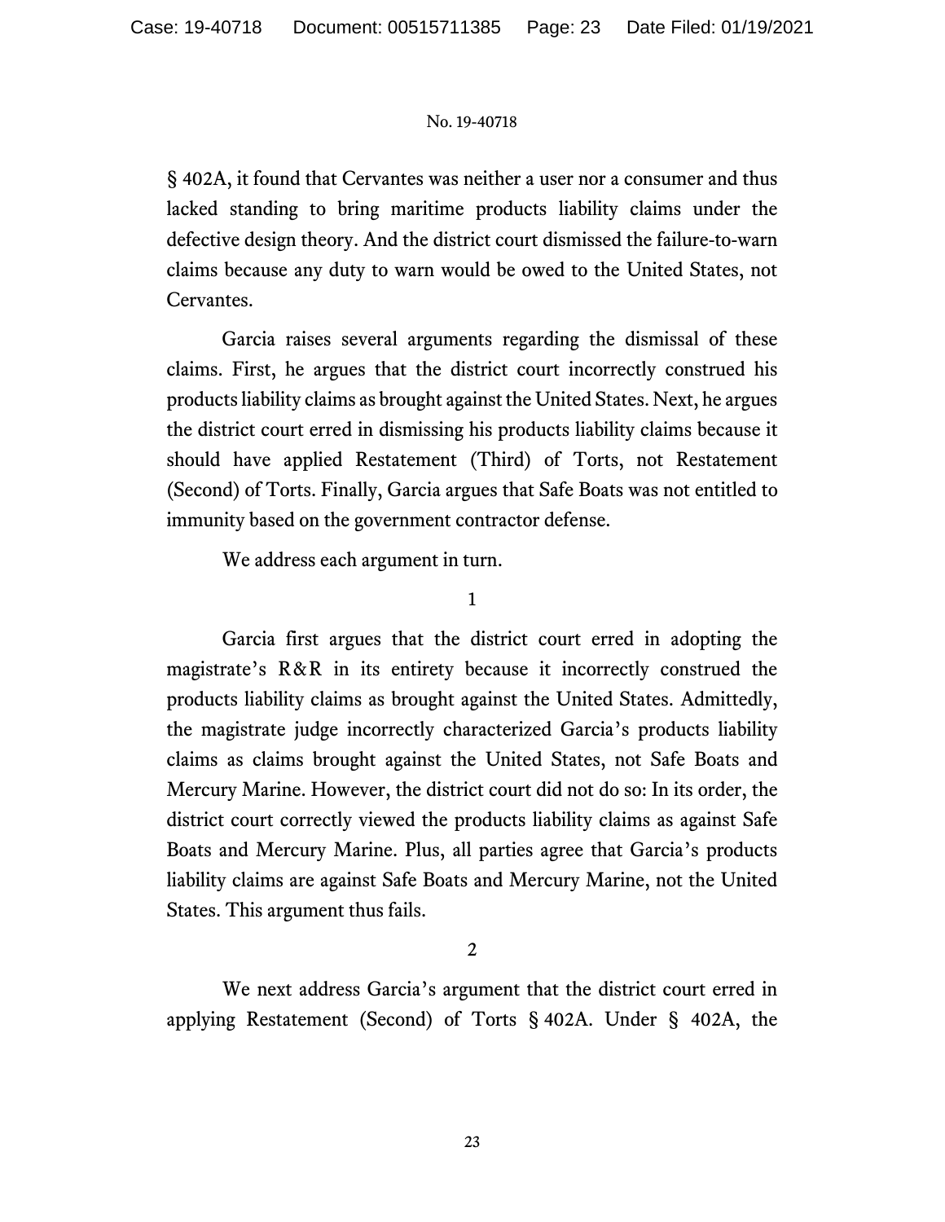§ 402A, it found that Cervantes was neither a user nor a consumer and thus lacked standing to bring maritime products liability claims under the defective design theory. And the district court dismissed the failure-to-warn claims because any duty to warn would be owed to the United States, not Cervantes.

Garcia raises several arguments regarding the dismissal of these claims. First, he argues that the district court incorrectly construed his products liability claims as brought against the United States. Next, he argues the district court erred in dismissing his products liability claims because it should have applied Restatement (Third) of Torts, not Restatement (Second) of Torts. Finally, Garcia argues that Safe Boats was not entitled to immunity based on the government contractor defense.

We address each argument in turn.

1

Garcia first argues that the district court erred in adopting the magistrate's R&R in its entirety because it incorrectly construed the products liability claims as brought against the United States. Admittedly, the magistrate judge incorrectly characterized Garcia's products liability claims as claims brought against the United States, not Safe Boats and Mercury Marine. However, the district court did not do so: In its order, the district court correctly viewed the products liability claims as against Safe Boats and Mercury Marine. Plus, all parties agree that Garcia's products liability claims are against Safe Boats and Mercury Marine, not the United States. This argument thus fails.

2

We next address Garcia's argument that the district court erred in applying Restatement (Second) of Torts § 402A. Under § 402A, the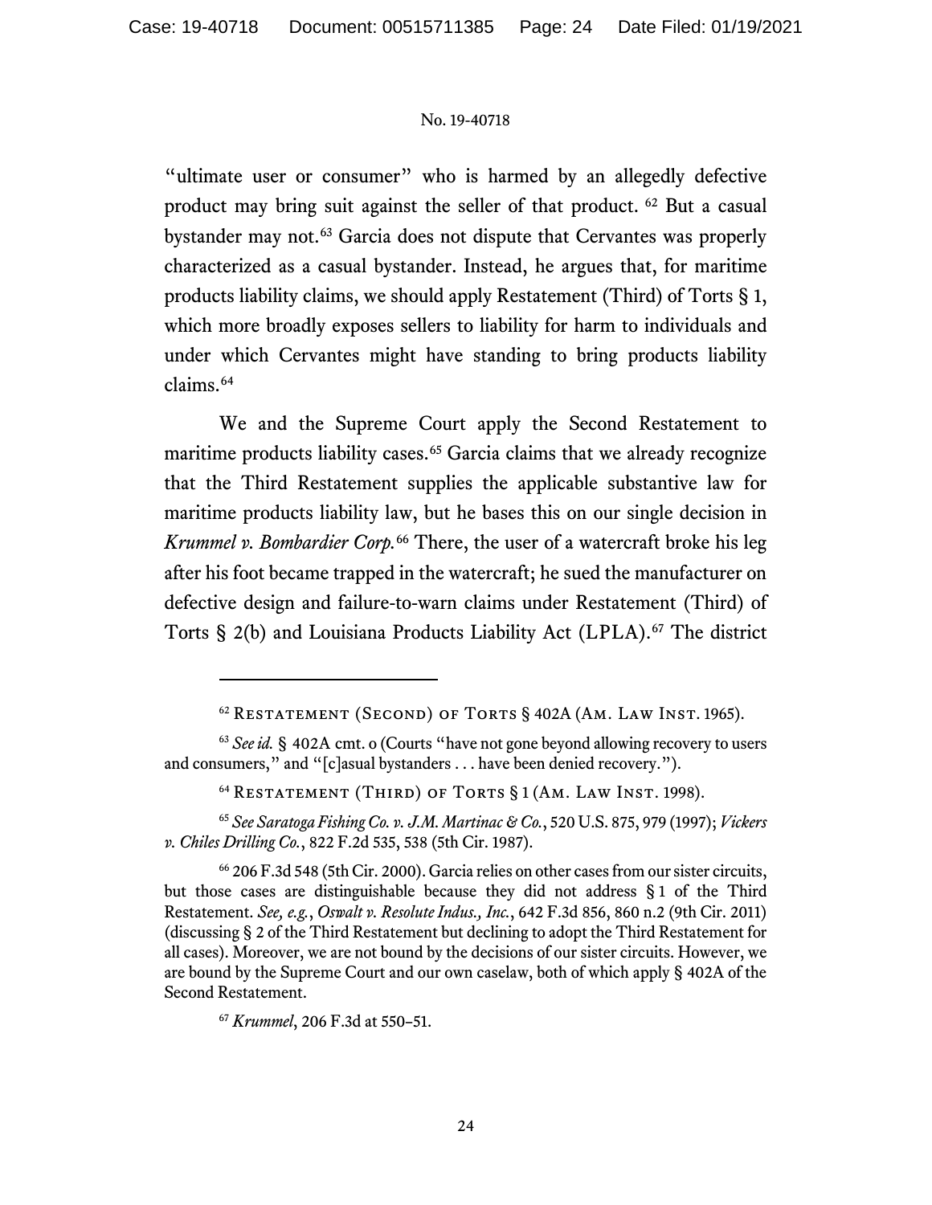"ultimate user or consumer" who is harmed by an allegedly defective product may bring suit against the seller of that product. [62] But a casual bystander may not.[63] Garcia does not dispute that Cervantes was properly characterized as a casual bystander. Instead, he argues that, for maritime products liability claims, we should apply Restatement (Third) of Torts § 1, which more broadly exposes sellers to liability for harm to individuals and under which Cervantes might have standing to bring products liability claims.[64]

We and the Supreme Court apply the Second Restatement to maritime products liability cases.[65] Garcia claims that we already recognize that the Third Restatement supplies the applicable substantive law for maritime products liability law, but he bases this on our single decision in *Krummel v. Bombardier Corp.*[66] There, the user of a watercraft broke his leg after his foot became trapped in the watercraft; he sued the manufacturer on defective design and failure-to-warn claims under Restatement (Third) of Torts § 2(b) and Louisiana Products Liability Act (LPLA).[67] The district

---

[62] Restatement (Second) of Torts § 402A (Am. Law Inst. 1965).

[63] *See id.* § 402A cmt. o (Courts "have not gone beyond allowing recovery to users and consumers," and "[c]asual bystanders . . . have been denied recovery.").

[64] Restatement (Third) of Torts § 1 (Am. Law Inst. 1998).

[65] *See Saratoga Fishing Co. v. J.M. Martinac & Co.*, 520 U.S. 875, 979 (1997); *Vickers v. Chiles Drilling Co.*, 822 F.2d 535, 538 (5th Cir. 1987).

[66] 206 F.3d 548 (5th Cir. 2000). Garcia relies on other cases from our sister circuits, but those cases are distinguishable because they did not address § 1 of the Third Restatement. *See, e.g.*, *Oswalt v. Resolute Indus., Inc.*, 642 F.3d 856, 860 n.2 (9th Cir. 2011) (discussing § 2 of the Third Restatement but declining to adopt the Third Restatement for all cases). Moreover, we are not bound by the decisions of our sister circuits. However, we are bound by the Supreme Court and our own caselaw, both of which apply § 402A of the Second Restatement.

[67] *Krummel*, 206 F.3d at 550–51.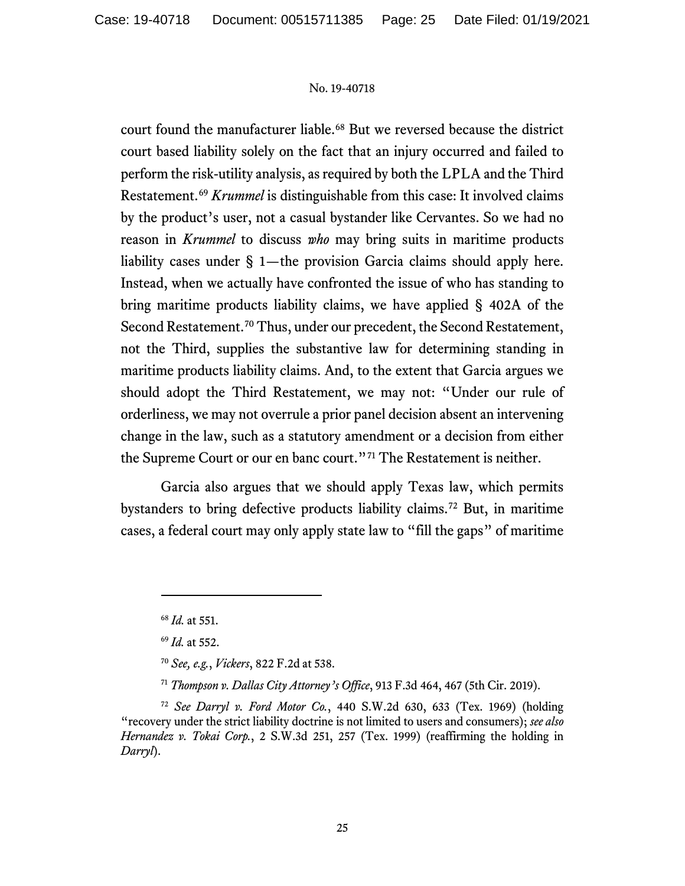court found the manufacturer liable.[68] But we reversed because the district court based liability solely on the fact that an injury occurred and failed to perform the risk-utility analysis, as required by both the LPLA and the Third Restatement.[69] *Krummel* is distinguishable from this case: It involved claims by the product's user, not a casual bystander like Cervantes. So we had no reason in *Krummel* to discuss *who* may bring suits in maritime products liability cases under § 1—the provision Garcia claims should apply here. Instead, when we actually have confronted the issue of who has standing to bring maritime products liability claims, we have applied § 402A of the Second Restatement.[70] Thus, under our precedent, the Second Restatement, not the Third, supplies the substantive law for determining standing in maritime products liability claims. And, to the extent that Garcia argues we should adopt the Third Restatement, we may not: "Under our rule of orderliness, we may not overrule a prior panel decision absent an intervening change in the law, such as a statutory amendment or a decision from either the Supreme Court or our en banc court."[71] The Restatement is neither.

Garcia also argues that we should apply Texas law, which permits bystanders to bring defective products liability claims.[72] But, in maritime cases, a federal court may only apply state law to "fill the gaps" of maritime

---

[68] *Id.* at 551.

[69] *Id.* at 552.

[70] *See, e.g.*, *Vickers*, 822 F.2d at 538.

[71] *Thompson v. Dallas City Attorney's Office*, 913 F.3d 464, 467 (5th Cir. 2019).

[72] *See Darryl v. Ford Motor Co.*, 440 S.W.2d 630, 633 (Tex. 1969) (holding "recovery under the strict liability doctrine is not limited to users and consumers); *see also Hernandez v. Tokai Corp.*, 2 S.W.3d 251, 257 (Tex. 1999) (reaffirming the holding in *Darryl*).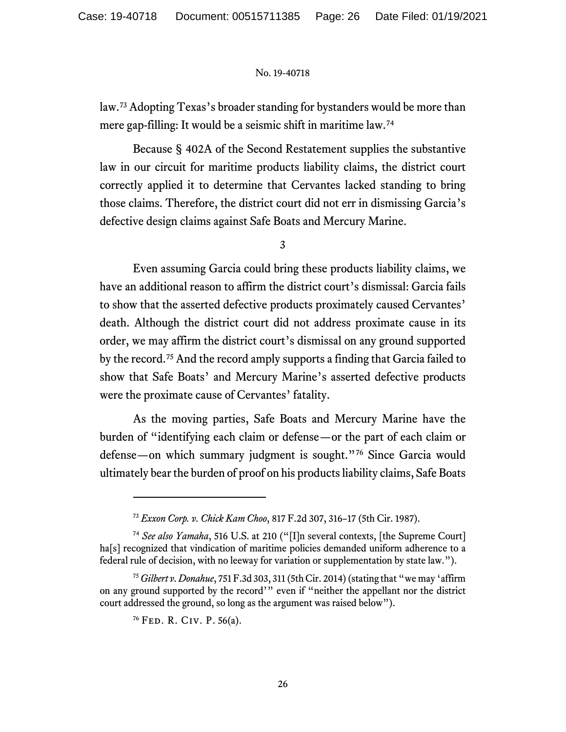law.[73] Adopting Texas's broader standing for bystanders would be more than mere gap-filling: It would be a seismic shift in maritime law.[74]

Because § 402A of the Second Restatement supplies the substantive law in our circuit for maritime products liability claims, the district court correctly applied it to determine that Cervantes lacked standing to bring those claims. Therefore, the district court did not err in dismissing Garcia's defective design claims against Safe Boats and Mercury Marine.

3

Even assuming Garcia could bring these products liability claims, we have an additional reason to affirm the district court's dismissal: Garcia fails to show that the asserted defective products proximately caused Cervantes' death. Although the district court did not address proximate cause in its order, we may affirm the district court's dismissal on any ground supported by the record.[75] And the record amply supports a finding that Garcia failed to show that Safe Boats' and Mercury Marine's asserted defective products were the proximate cause of Cervantes' fatality.

As the moving parties, Safe Boats and Mercury Marine have the burden of "identifying each claim or defense—or the part of each claim or defense—on which summary judgment is sought."[76] Since Garcia would ultimately bear the burden of proof on his products liability claims, Safe Boats

---

[73] *Exxon Corp. v. Chick Kam Choo*, 817 F.2d 307, 316–17 (5th Cir. 1987).

[74] *See also Yamaha*, 516 U.S. at 210 ("[I]n several contexts, [the Supreme Court] ha[s] recognized that vindication of maritime policies demanded uniform adherence to a federal rule of decision, with no leeway for variation or supplementation by state law.").

[75] *Gilbert v. Donahue*, 751 F.3d 303, 311 (5th Cir. 2014) (stating that "we may 'affirm on any ground supported by the record'" even if "neither the appellant nor the district court addressed the ground, so long as the argument was raised below").

[76] Fed. R. Civ. P. 56(a).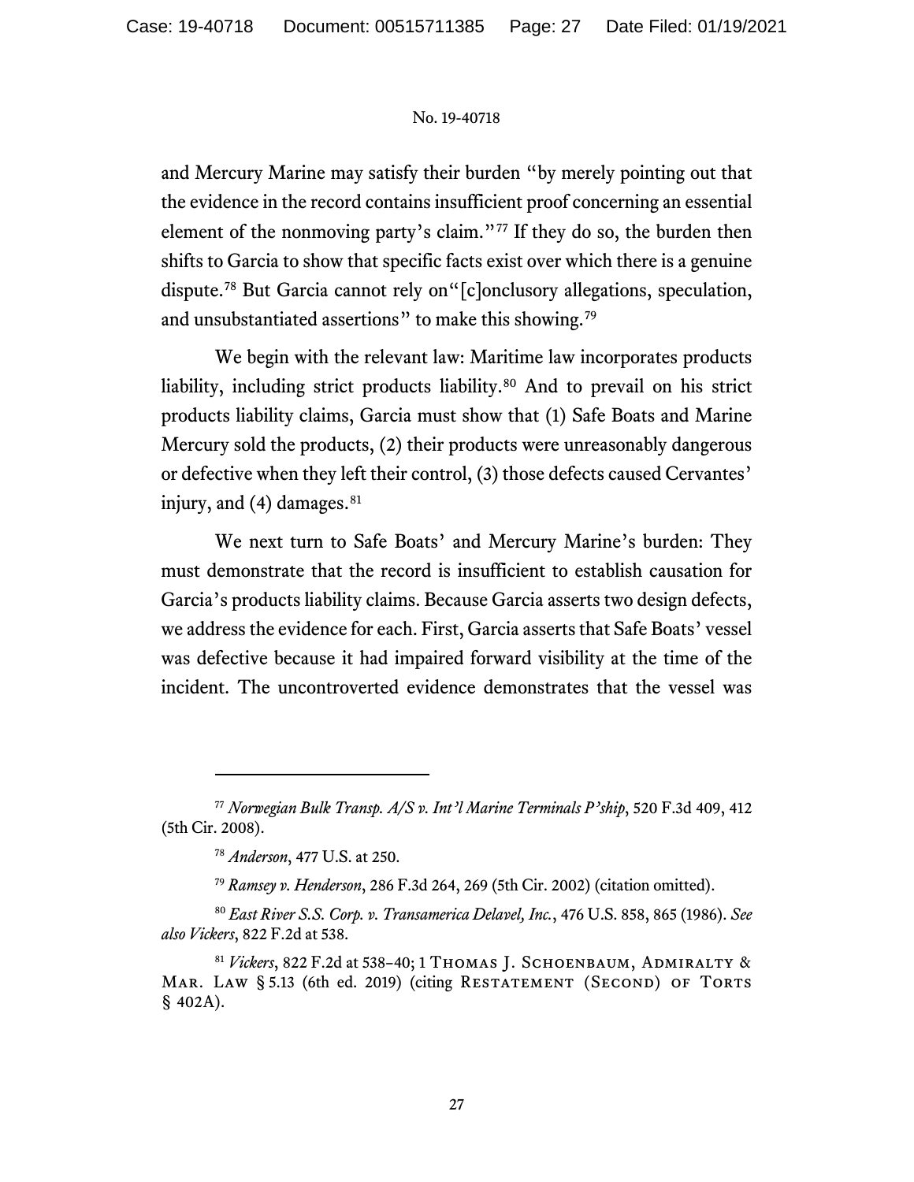and Mercury Marine may satisfy their burden "by merely pointing out that the evidence in the record contains insufficient proof concerning an essential element of the nonmoving party's claim."[77] If they do so, the burden then shifts to Garcia to show that specific facts exist over which there is a genuine dispute.[78] But Garcia cannot rely on"[c]onclusory allegations, speculation, and unsubstantiated assertions" to make this showing.[79]

We begin with the relevant law: Maritime law incorporates products liability, including strict products liability.[80] And to prevail on his strict products liability claims, Garcia must show that (1) Safe Boats and Marine Mercury sold the products, (2) their products were unreasonably dangerous or defective when they left their control, (3) those defects caused Cervantes' injury, and (4) damages.[81]

We next turn to Safe Boats' and Mercury Marine's burden: They must demonstrate that the record is insufficient to establish causation for Garcia's products liability claims. Because Garcia asserts two design defects, we address the evidence for each. First, Garcia asserts that Safe Boats' vessel was defective because it had impaired forward visibility at the time of the incident. The uncontroverted evidence demonstrates that the vessel was

---

[77] *Norwegian Bulk Transp. A/S v. Int'l Marine Terminals P'ship*, 520 F.3d 409, 412 (5th Cir. 2008).

[78] *Anderson*, 477 U.S. at 250.

[79] *Ramsey v. Henderson*, 286 F.3d 264, 269 (5th Cir. 2002) (citation omitted).

[80] *East River S.S. Corp. v. Transamerica Delavel, Inc.*, 476 U.S. 858, 865 (1986). *See also Vickers*, 822 F.2d at 538.

[81] *Vickers*, 822 F.2d at 538–40; 1 Thomas J. Schoenbaum, Admiralty & Mar. Law § 5.13 (6th ed. 2019) (citing Restatement (Second) of Torts § 402A).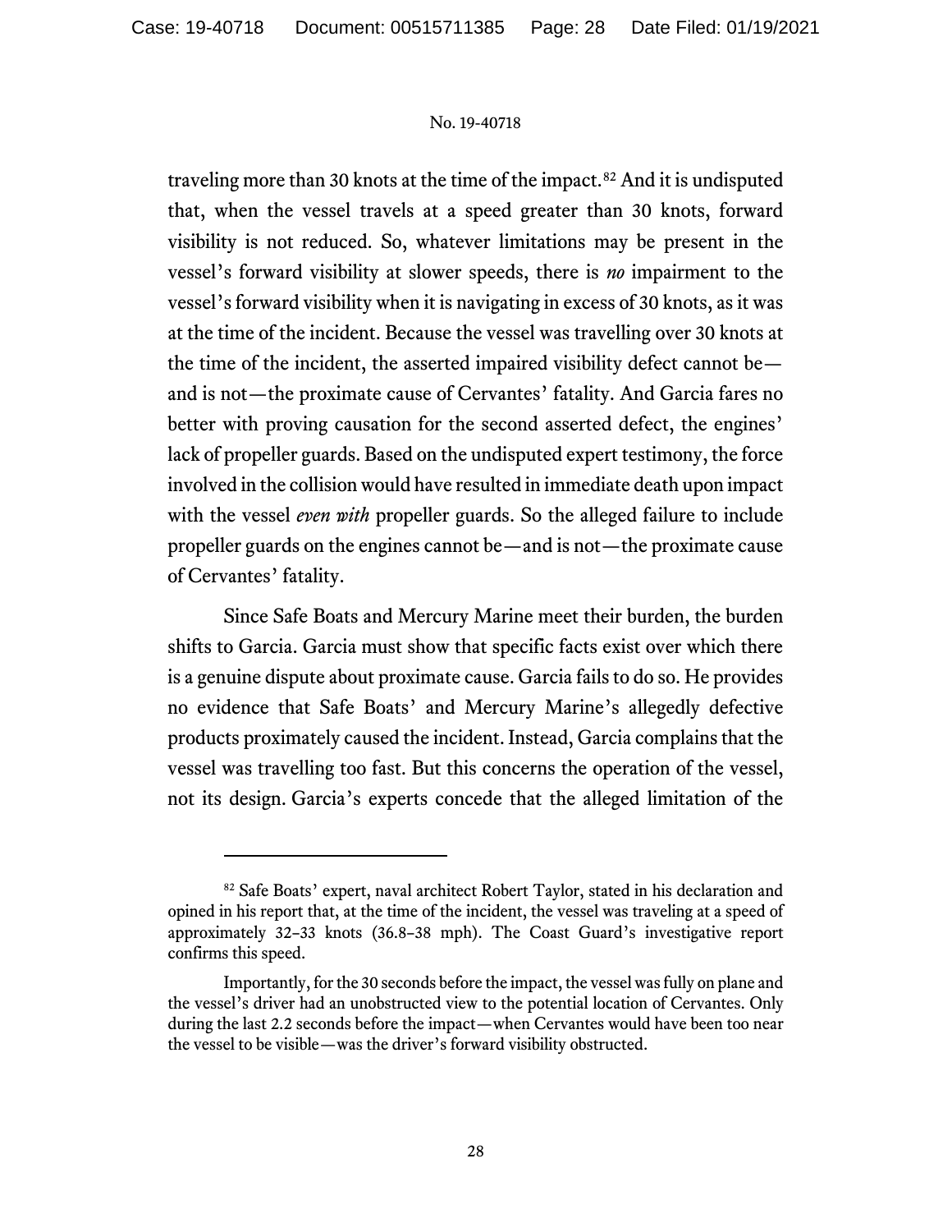traveling more than 30 knots at the time of the impact.[82] And it is undisputed that, when the vessel travels at a speed greater than 30 knots, forward visibility is not reduced. So, whatever limitations may be present in the vessel's forward visibility at slower speeds, there is *no* impairment to the vessel's forward visibility when it is navigating in excess of 30 knots, as it was at the time of the incident. Because the vessel was travelling over 30 knots at the time of the incident, the asserted impaired visibility defect cannot be—and is not—the proximate cause of Cervantes' fatality. And Garcia fares no better with proving causation for the second asserted defect, the engines' lack of propeller guards. Based on the undisputed expert testimony, the force involved in the collision would have resulted in immediate death upon impact with the vessel *even with* propeller guards. So the alleged failure to include propeller guards on the engines cannot be—and is not—the proximate cause of Cervantes' fatality.

Since Safe Boats and Mercury Marine meet their burden, the burden shifts to Garcia. Garcia must show that specific facts exist over which there is a genuine dispute about proximate cause. Garcia fails to do so. He provides no evidence that Safe Boats' and Mercury Marine's allegedly defective products proximately caused the incident. Instead, Garcia complains that the vessel was travelling too fast. But this concerns the operation of the vessel, not its design. Garcia's experts concede that the alleged limitation of the

---

[82] Safe Boats' expert, naval architect Robert Taylor, stated in his declaration and opined in his report that, at the time of the incident, the vessel was traveling at a speed of approximately 32–33 knots (36.8–38 mph). The Coast Guard's investigative report confirms this speed.

Importantly, for the 30 seconds before the impact, the vessel was fully on plane and the vessel's driver had an unobstructed view to the potential location of Cervantes. Only during the last 2.2 seconds before the impact—when Cervantes would have been too near the vessel to be visible—was the driver's forward visibility obstructed.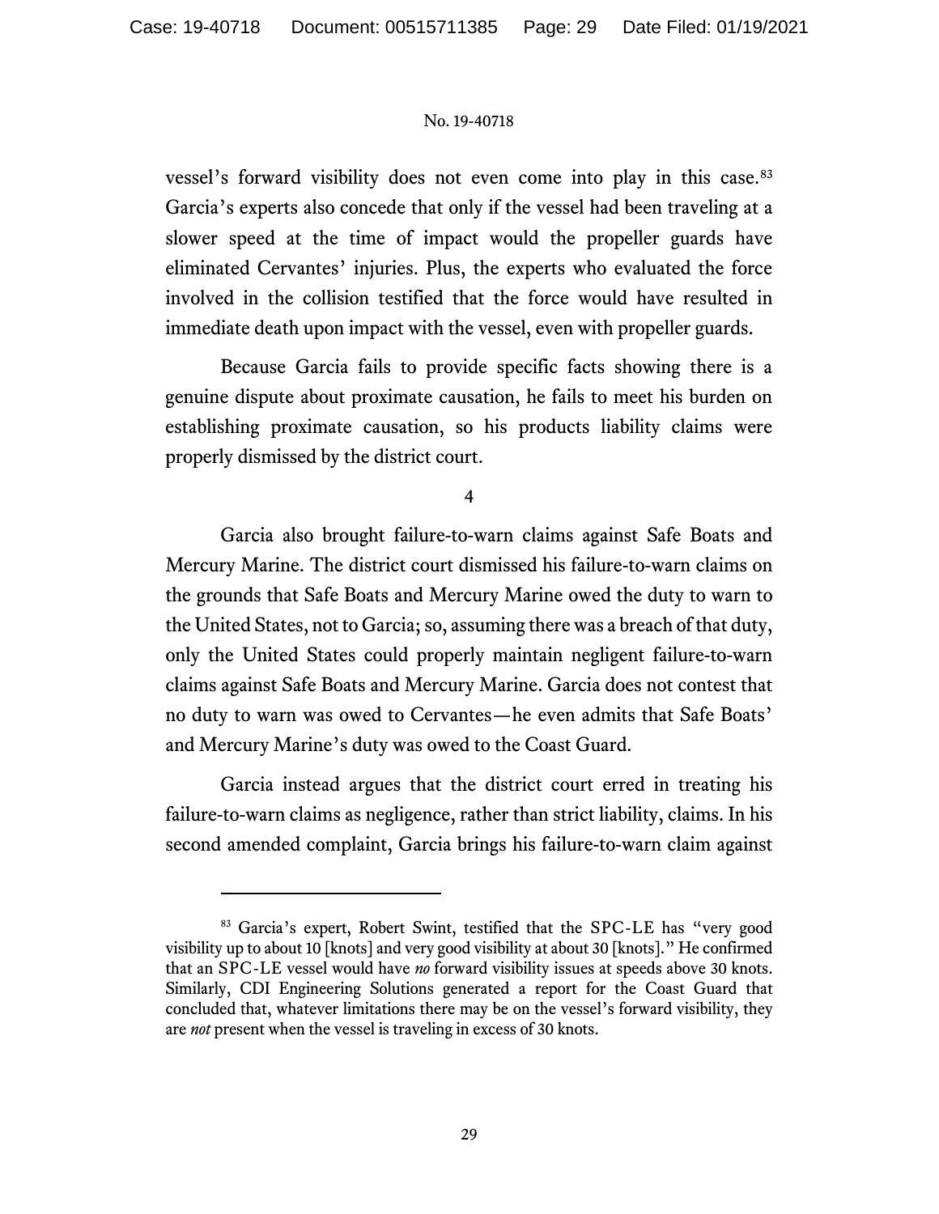vessel's forward visibility does not even come into play in this case.[83] Garcia's experts also concede that only if the vessel had been traveling at a slower speed at the time of impact would the propeller guards have eliminated Cervantes' injuries. Plus, the experts who evaluated the force involved in the collision testified that the force would have resulted in immediate death upon impact with the vessel, even with propeller guards.

Because Garcia fails to provide specific facts showing there is a genuine dispute about proximate causation, he fails to meet his burden on establishing proximate causation, so his products liability claims were properly dismissed by the district court.

4

Garcia also brought failure-to-warn claims against Safe Boats and Mercury Marine. The district court dismissed his failure-to-warn claims on the grounds that Safe Boats and Mercury Marine owed the duty to warn to the United States, not to Garcia; so, assuming there was a breach of that duty, only the United States could properly maintain negligent failure-to-warn claims against Safe Boats and Mercury Marine. Garcia does not contest that no duty to warn was owed to Cervantes—he even admits that Safe Boats' and Mercury Marine's duty was owed to the Coast Guard.

Garcia instead argues that the district court erred in treating his failure-to-warn claims as negligence, rather than strict liability, claims. In his second amended complaint, Garcia brings his failure-to-warn claim against

---

[83] Garcia's expert, Robert Swint, testified that the SPC-LE has "very good visibility up to about 10 [knots] and very good visibility at about 30 [knots]." He confirmed that an SPC-LE vessel would have *no* forward visibility issues at speeds above 30 knots. Similarly, CDI Engineering Solutions generated a report for the Coast Guard that concluded that, whatever limitations there may be on the vessel's forward visibility, they are *not* present when the vessel is traveling in excess of 30 knots.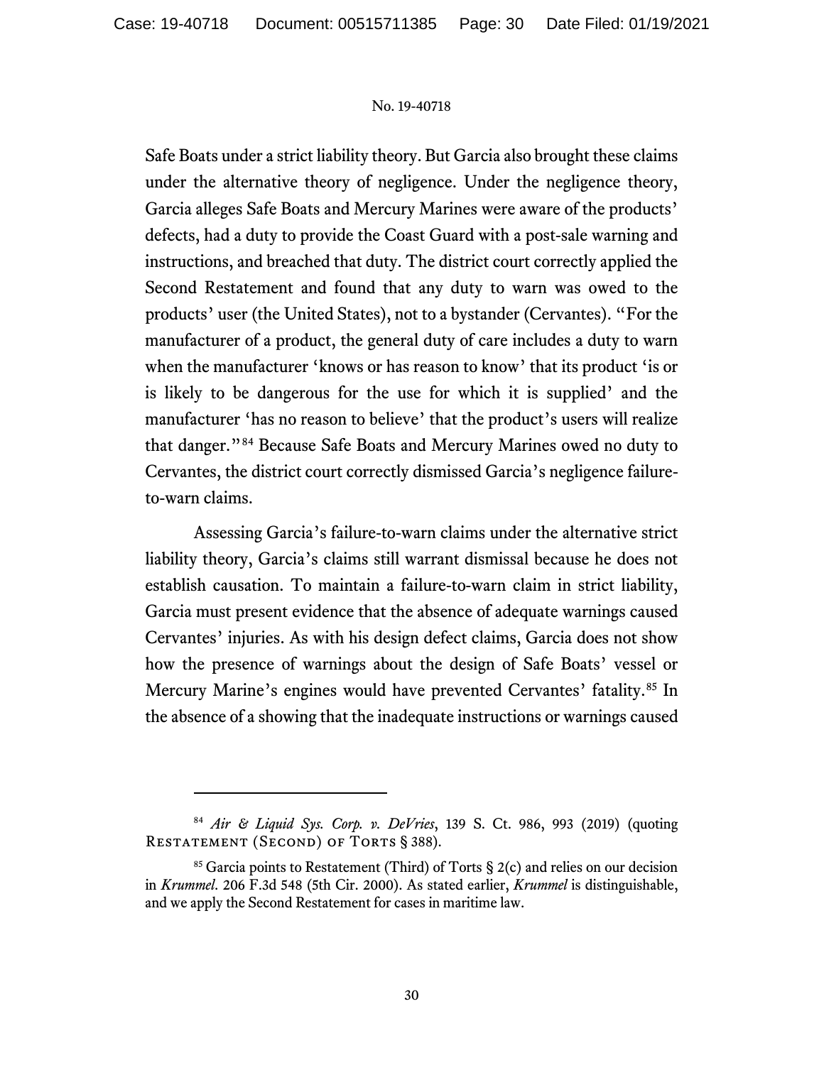Safe Boats under a strict liability theory. But Garcia also brought these claims under the alternative theory of negligence. Under the negligence theory, Garcia alleges Safe Boats and Mercury Marines were aware of the products' defects, had a duty to provide the Coast Guard with a post-sale warning and instructions, and breached that duty. The district court correctly applied the Second Restatement and found that any duty to warn was owed to the products' user (the United States), not to a bystander (Cervantes). "For the manufacturer of a product, the general duty of care includes a duty to warn when the manufacturer 'knows or has reason to know' that its product 'is or is likely to be dangerous for the use for which it is supplied' and the manufacturer 'has no reason to believe' that the product's users will realize that danger."[84] Because Safe Boats and Mercury Marines owed no duty to Cervantes, the district court correctly dismissed Garcia's negligence failure-to-warn claims.

Assessing Garcia's failure-to-warn claims under the alternative strict liability theory, Garcia's claims still warrant dismissal because he does not establish causation. To maintain a failure-to-warn claim in strict liability, Garcia must present evidence that the absence of adequate warnings caused Cervantes' injuries. As with his design defect claims, Garcia does not show how the presence of warnings about the design of Safe Boats' vessel or Mercury Marine's engines would have prevented Cervantes' fatality.[85] In the absence of a showing that the inadequate instructions or warnings caused

---

[84] *Air & Liquid Sys. Corp. v. DeVries*, 139 S. Ct. 986, 993 (2019) (quoting Restatement (Second) of Torts § 388).

[85] Garcia points to Restatement (Third) of Torts § 2(c) and relies on our decision in *Krummel*. 206 F.3d 548 (5th Cir. 2000). As stated earlier, *Krummel* is distinguishable, and we apply the Second Restatement for cases in maritime law.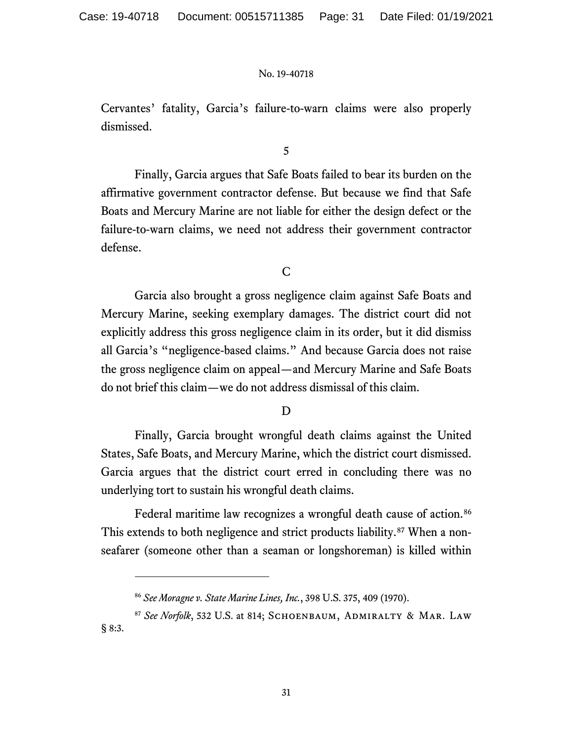Cervantes' fatality, Garcia's failure-to-warn claims were also properly dismissed.

5

Finally, Garcia argues that Safe Boats failed to bear its burden on the affirmative government contractor defense. But because we find that Safe Boats and Mercury Marine are not liable for either the design defect or the failure-to-warn claims, we need not address their government contractor defense.

C

Garcia also brought a gross negligence claim against Safe Boats and Mercury Marine, seeking exemplary damages. The district court did not explicitly address this gross negligence claim in its order, but it did dismiss all Garcia's "negligence-based claims." And because Garcia does not raise the gross negligence claim on appeal—and Mercury Marine and Safe Boats do not brief this claim—we do not address dismissal of this claim.

D

Finally, Garcia brought wrongful death claims against the United States, Safe Boats, and Mercury Marine, which the district court dismissed. Garcia argues that the district court erred in concluding there was no underlying tort to sustain his wrongful death claims.

Federal maritime law recognizes a wrongful death cause of action.[86] This extends to both negligence and strict products liability.[87] When a non-seafarer (someone other than a seaman or longshoreman) is killed within

---

[86] *See Moragne v. State Marine Lines, Inc.*, 398 U.S. 375, 409 (1970).

[87] *See Norfolk*, 532 U.S. at 814; Schoenbaum, Admiralty & Mar. Law § 8:3.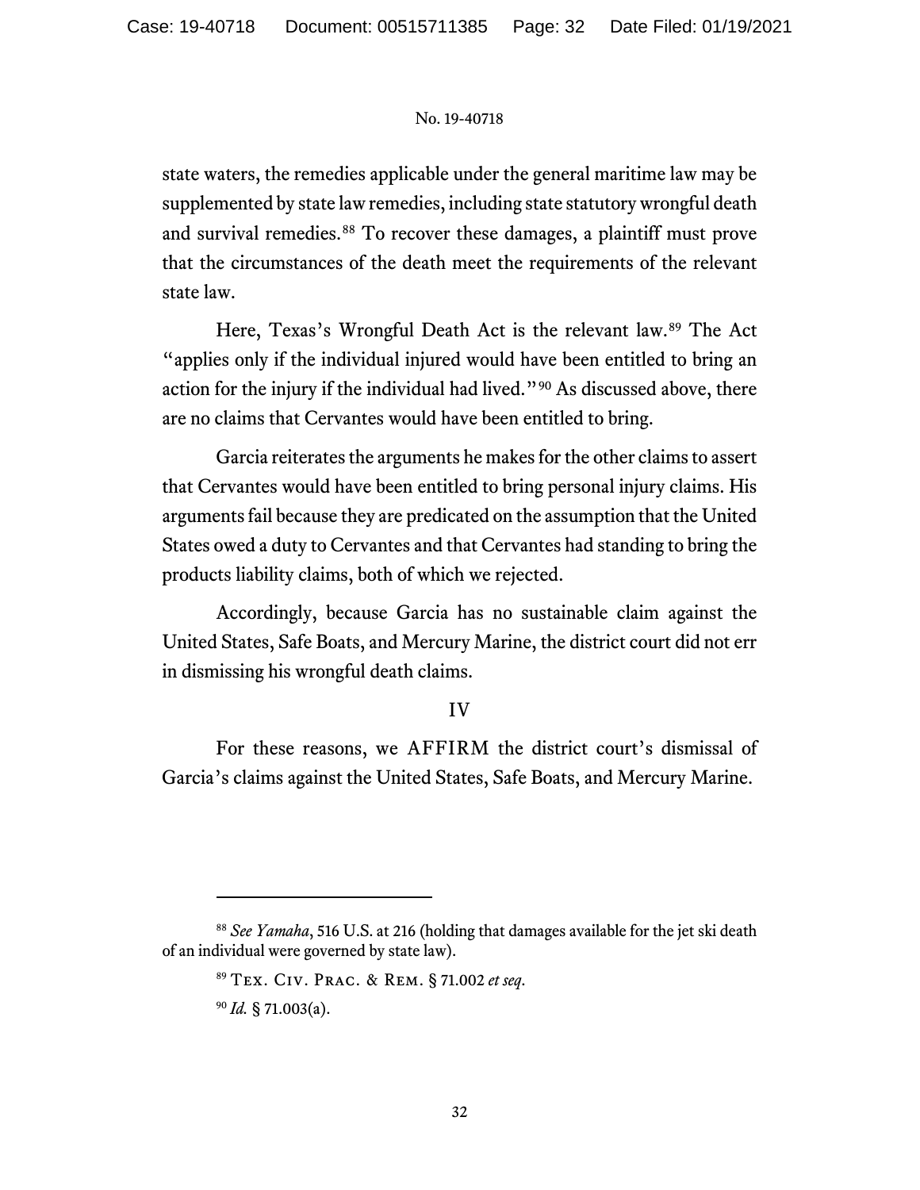state waters, the remedies applicable under the general maritime law may be supplemented by state law remedies, including state statutory wrongful death and survival remedies.[88] To recover these damages, a plaintiff must prove that the circumstances of the death meet the requirements of the relevant state law.

Here, Texas's Wrongful Death Act is the relevant law.[89] The Act "applies only if the individual injured would have been entitled to bring an action for the injury if the individual had lived."[90] As discussed above, there are no claims that Cervantes would have been entitled to bring.

Garcia reiterates the arguments he makes for the other claims to assert that Cervantes would have been entitled to bring personal injury claims. His arguments fail because they are predicated on the assumption that the United States owed a duty to Cervantes and that Cervantes had standing to bring the products liability claims, both of which we rejected.

Accordingly, because Garcia has no sustainable claim against the United States, Safe Boats, and Mercury Marine, the district court did not err in dismissing his wrongful death claims.

## IV

For these reasons, we AFFIRM the district court's dismissal of Garcia's claims against the United States, Safe Boats, and Mercury Marine.

---

[88] *See Yamaha*, 516 U.S. at 216 (holding that damages available for the jet ski death of an individual were governed by state law).

[89] TEX. CIV. PRAC. & REM. § 71.002 *et seq*.

[90] *Id.* § 71.003(a).